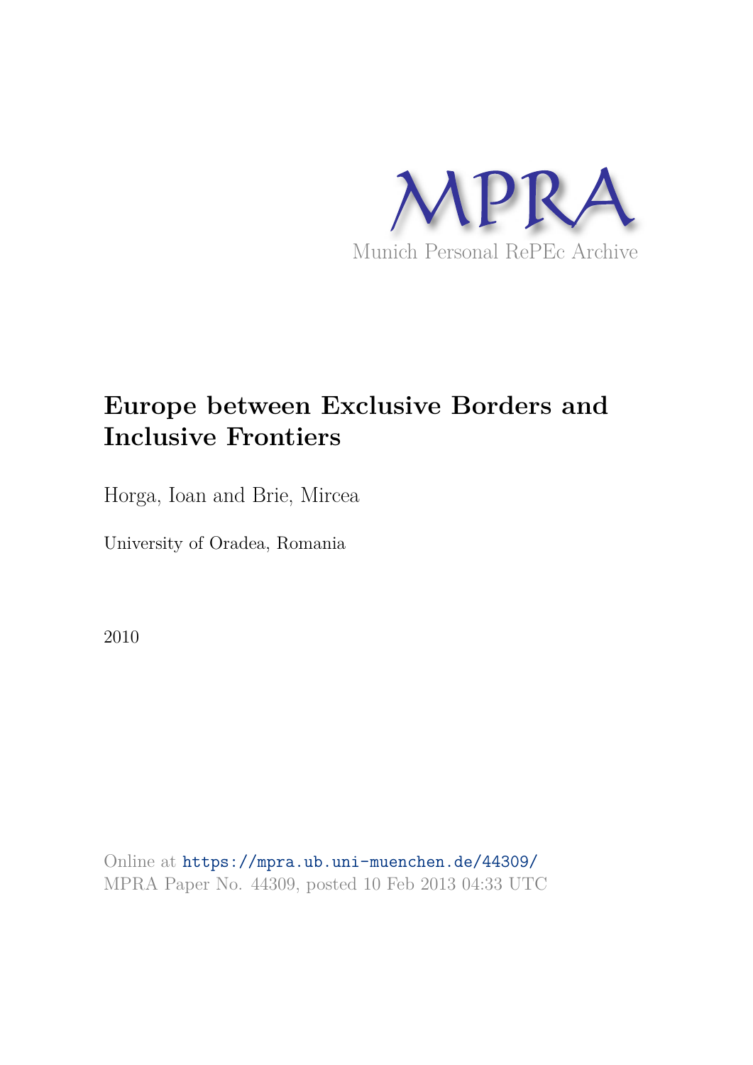MPRA

Munich Personal RePEc Archive

# Europe between Exclusive Borders and Inclusive Frontiers

Horga, Ioan and Brie, Mircea

University of Oradea, Romania

2010

Online at https://mpra.ub.uni-muenchen.de/44309/
MPRA Paper No. 44309, posted 10 Feb 2013 04:33 UTC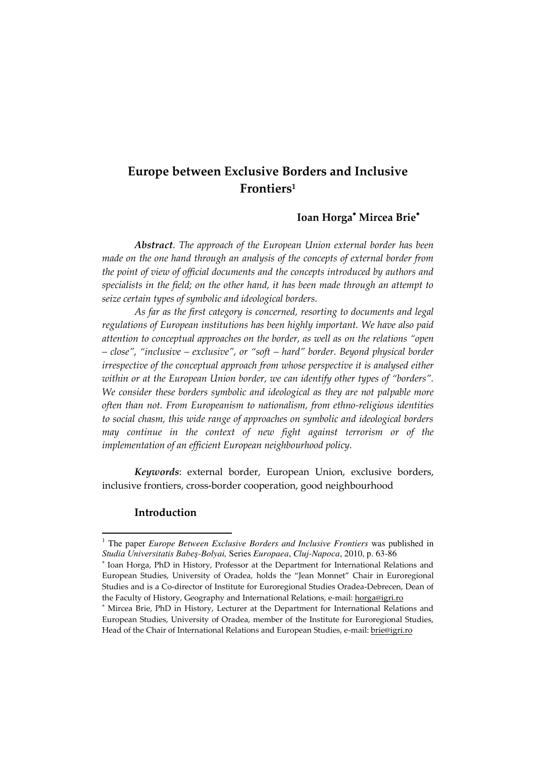# Europe between Exclusive Borders and Inclusive Frontiers[1]

**Ioan Horga*** **Mircea Brie***

***Abstract***. *The approach of the European Union external border has been made on the one hand through an analysis of the concepts of external border from the point of view of official documents and the concepts introduced by authors and specialists in the field; on the other hand, it has been made through an attempt to seize certain types of symbolic and ideological borders.*

*As far as the first category is concerned, resorting to documents and legal regulations of European institutions has been highly important. We have also paid attention to conceptual approaches on the border, as well as on the relations "open – close", "inclusive – exclusive", or "soft – hard" border. Beyond physical border irrespective of the conceptual approach from whose perspective it is analysed either within or at the European Union border, we can identify other types of "borders". We consider these borders symbolic and ideological as they are not palpable more often than not. From Europeanism to nationalism, from ethno-religious identities to social chasm, this wide range of approaches on symbolic and ideological borders may continue in the context of new fight against terrorism or of the implementation of an efficient European neighbourhood policy.*

***Keywords***: external border, European Union, exclusive borders, inclusive frontiers, cross-border cooperation, good neighbourhood

## Introduction

---

[1] The paper *Europe Between Exclusive Borders and Inclusive Frontiers* was published in *Studia Universitatis Babeş-Bolyai*, Series *Europaea*, *Cluj-Napoca*, 2010, p. 63-86

* Ioan Horga, PhD in History, Professor at the Department for International Relations and European Studies, University of Oradea, holds the "Jean Monnet" Chair in Euroregional Studies and is a Co-director of Institute for Euroregional Studies Oradea-Debrecen, Dean of the Faculty of History, Geography and International Relations, e-mail: horga@igri.ro

* Mircea Brie, PhD in History, Lecturer at the Department for International Relations and European Studies, University of Oradea, member of the Institute for Euroregional Studies, Head of the Chair of International Relations and European Studies, e-mail: brie@igri.ro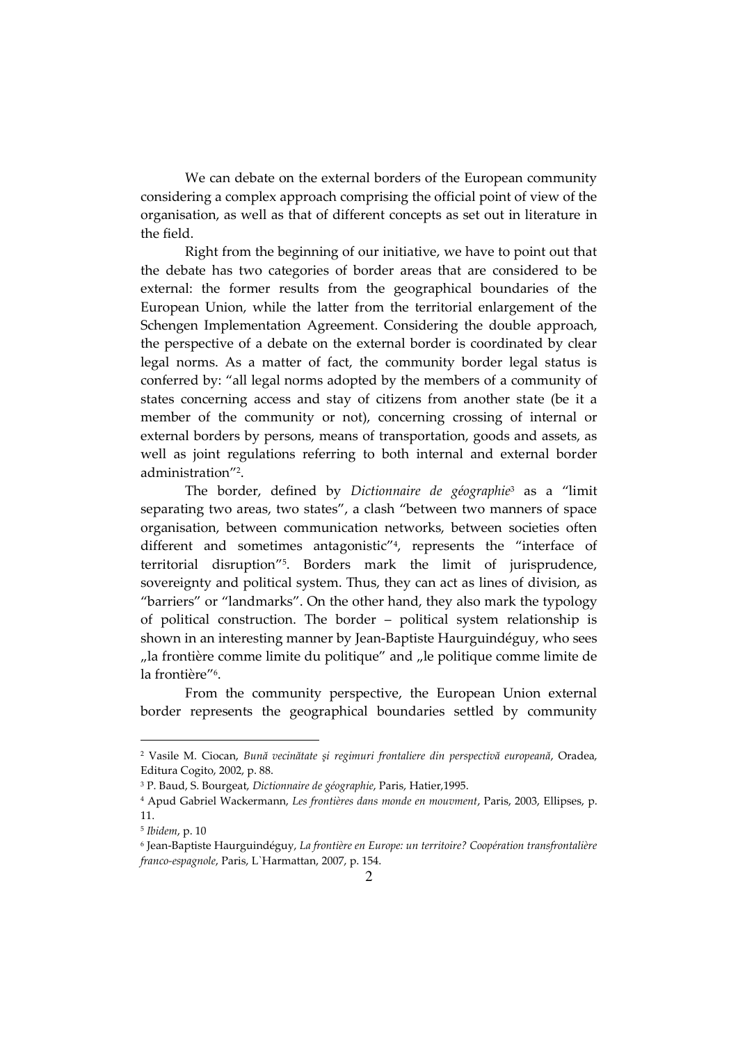We can debate on the external borders of the European community considering a complex approach comprising the official point of view of the organisation, as well as that of different concepts as set out in literature in the field.

Right from the beginning of our initiative, we have to point out that the debate has two categories of border areas that are considered to be external: the former results from the geographical boundaries of the European Union, while the latter from the territorial enlargement of the Schengen Implementation Agreement. Considering the double approach, the perspective of a debate on the external border is coordinated by clear legal norms. As a matter of fact, the community border legal status is conferred by: "all legal norms adopted by the members of a community of states concerning access and stay of citizens from another state (be it a member of the community or not), concerning crossing of internal or external borders by persons, means of transportation, goods and assets, as well as joint regulations referring to both internal and external border administration"[2].

The border, defined by *Dictionnaire de géographie*[3] as a "limit separating two areas, two states", a clash "between two manners of space organisation, between communication networks, between societies often different and sometimes antagonistic"[4], represents the "interface of territorial disruption"[5]. Borders mark the limit of jurisprudence, sovereignty and political system. Thus, they can act as lines of division, as "barriers" or "landmarks". On the other hand, they also mark the typology of political construction. The border – political system relationship is shown in an interesting manner by Jean-Baptiste Haurguindéguy, who sees „la frontière comme limite du politique" and „le politique comme limite de la frontière"[6].

From the community perspective, the European Union external border represents the geographical boundaries settled by community

---

[2] Vasile M. Ciocan, *Bună vecinătate şi regimuri frontaliere din perspectivă europeană*, Oradea, Editura Cogito, 2002, p. 88.

[3] P. Baud, S. Bourgeat, *Dictionnaire de géographie*, Paris, Hatier,1995.

[4] Apud Gabriel Wackermann, *Les frontières dans monde en mouvment*, Paris, 2003, Ellipses, p. 11.

[5] *Ibidem*, p. 10

[6] Jean-Baptiste Haurguindéguy, *La frontière en Europe: un territoire? Coopération transfrontalière franco-espagnole*, Paris, L`Harmattan, 2007, p. 154.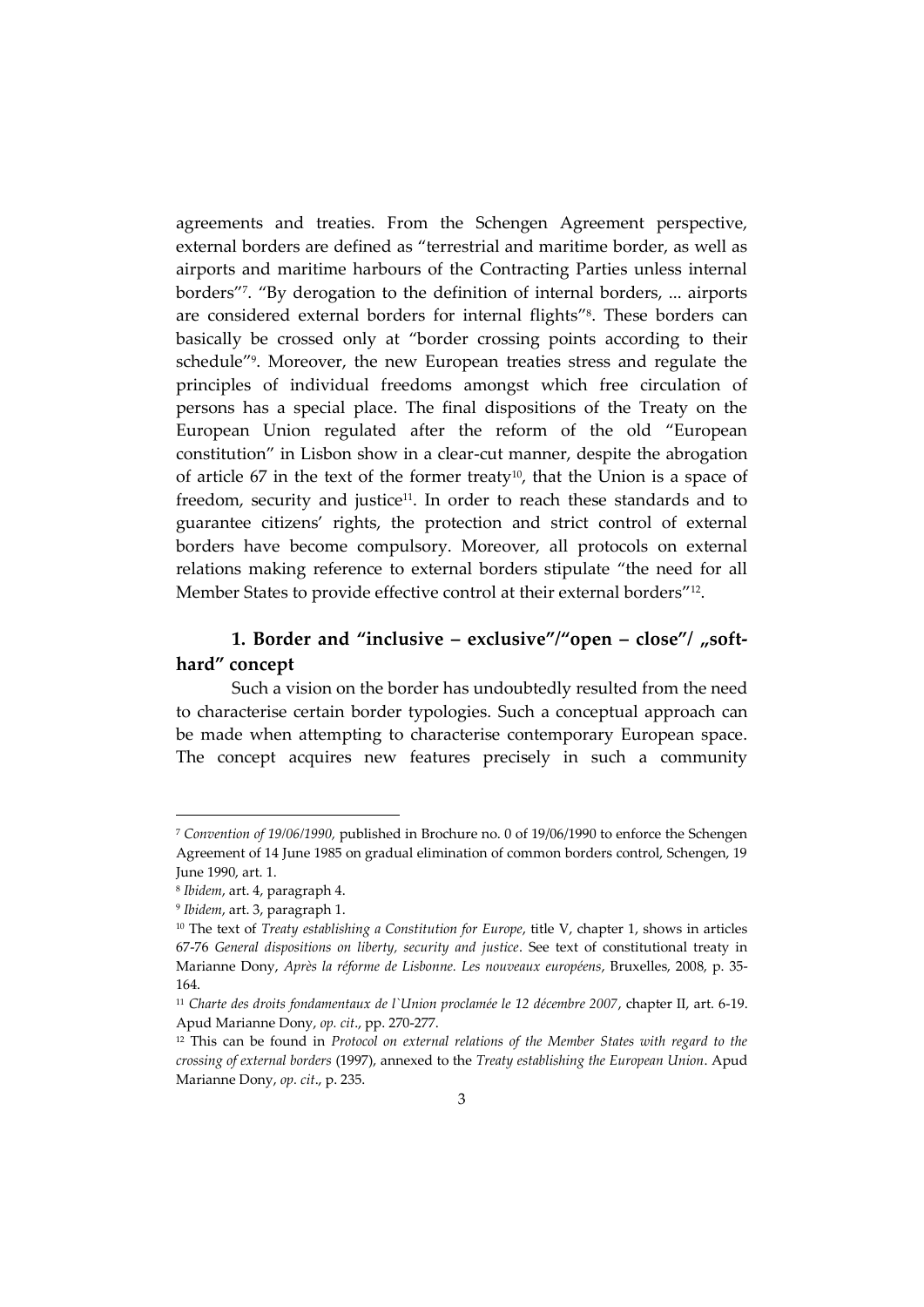agreements and treaties. From the Schengen Agreement perspective, external borders are defined as "terrestrial and maritime border, as well as airports and maritime harbours of the Contracting Parties unless internal borders"[7]. "By derogation to the definition of internal borders, ... airports are considered external borders for internal flights"[8]. These borders can basically be crossed only at "border crossing points according to their schedule"[9]. Moreover, the new European treaties stress and regulate the principles of individual freedoms amongst which free circulation of persons has a special place. The final dispositions of the Treaty on the European Union regulated after the reform of the old "European constitution" in Lisbon show in a clear-cut manner, despite the abrogation of article 67 in the text of the former treaty[10], that the Union is a space of freedom, security and justice[11]. In order to reach these standards and to guarantee citizens' rights, the protection and strict control of external borders have become compulsory. Moreover, all protocols on external relations making reference to external borders stipulate "the need for all Member States to provide effective control at their external borders"[12].

## 1. Border and "inclusive – exclusive"/"open – close"/ „soft-hard" concept

Such a vision on the border has undoubtedly resulted from the need to characterise certain border typologies. Such a conceptual approach can be made when attempting to characterise contemporary European space. The concept acquires new features precisely in such a community

---

[7] *Convention of 19/06/1990,* published in Brochure no. 0 of 19/06/1990 to enforce the Schengen Agreement of 14 June 1985 on gradual elimination of common borders control, Schengen, 19 June 1990, art. 1.

[8] *Ibidem*, art. 4, paragraph 4.

[9] *Ibidem*, art. 3, paragraph 1.

[10] The text of *Treaty establishing a Constitution for Europe*, title V, chapter 1, shows in articles 67-76 *General dispositions on liberty, security and justice*. See text of constitutional treaty in Marianne Dony, *Après la réforme de Lisbonne. Les nouveaux européens*, Bruxelles, 2008, p. 35-164.

[11] *Charte des droits fondamentaux de l`Union proclamée le 12 décembre 2007*, chapter II, art. 6-19. Apud Marianne Dony, *op. cit*., pp. 270-277.

[12] This can be found in *Protocol on external relations of the Member States with regard to the crossing of external borders* (1997), annexed to the *Treaty establishing the European Union*. Apud Marianne Dony, *op. cit*., p. 235.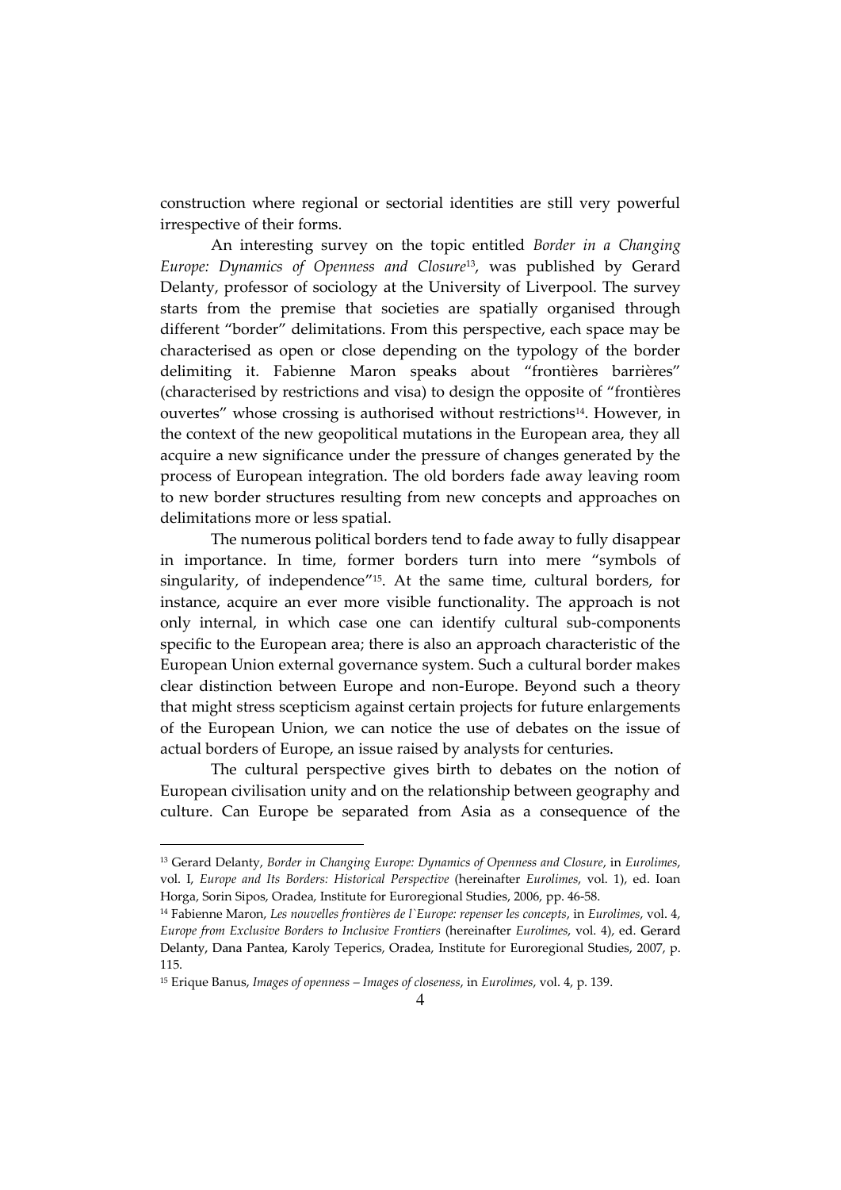construction where regional or sectorial identities are still very powerful irrespective of their forms.

An interesting survey on the topic entitled *Border in a Changing Europe: Dynamics of Openness and Closure*[13], was published by Gerard Delanty, professor of sociology at the University of Liverpool. The survey starts from the premise that societies are spatially organised through different "border" delimitations. From this perspective, each space may be characterised as open or close depending on the typology of the border delimiting it. Fabienne Maron speaks about "frontières barrières" (characterised by restrictions and visa) to design the opposite of "frontières ouvertes" whose crossing is authorised without restrictions[14]. However, in the context of the new geopolitical mutations in the European area, they all acquire a new significance under the pressure of changes generated by the process of European integration. The old borders fade away leaving room to new border structures resulting from new concepts and approaches on delimitations more or less spatial.

The numerous political borders tend to fade away to fully disappear in importance. In time, former borders turn into mere "symbols of singularity, of independence"[15]. At the same time, cultural borders, for instance, acquire an ever more visible functionality. The approach is not only internal, in which case one can identify cultural sub-components specific to the European area; there is also an approach characteristic of the European Union external governance system. Such a cultural border makes clear distinction between Europe and non-Europe. Beyond such a theory that might stress scepticism against certain projects for future enlargements of the European Union, we can notice the use of debates on the issue of actual borders of Europe, an issue raised by analysts for centuries.

The cultural perspective gives birth to debates on the notion of European civilisation unity and on the relationship between geography and culture. Can Europe be separated from Asia as a consequence of the

---

[13] Gerard Delanty, *Border in Changing Europe: Dynamics of Openness and Closure*, in *Eurolimes*, vol. I, *Europe and Its Borders: Historical Perspective* (hereinafter *Eurolimes*, vol. 1), ed. Ioan Horga, Sorin Sipos, Oradea, Institute for Euroregional Studies, 2006, pp. 46-58.

[14] Fabienne Maron, *Les nouvelles frontières de l`Europe: repenser les concepts*, in *Eurolimes*, vol. 4, *Europe from Exclusive Borders to Inclusive Frontiers* (hereinafter *Eurolimes*, vol. 4), ed. Gerard Delanty, Dana Pantea, Karoly Teperics, Oradea, Institute for Euroregional Studies, 2007, p. 115.

[15] Erique Banus, *Images of openness – Images of closeness*, in *Eurolimes*, vol. 4, p. 139.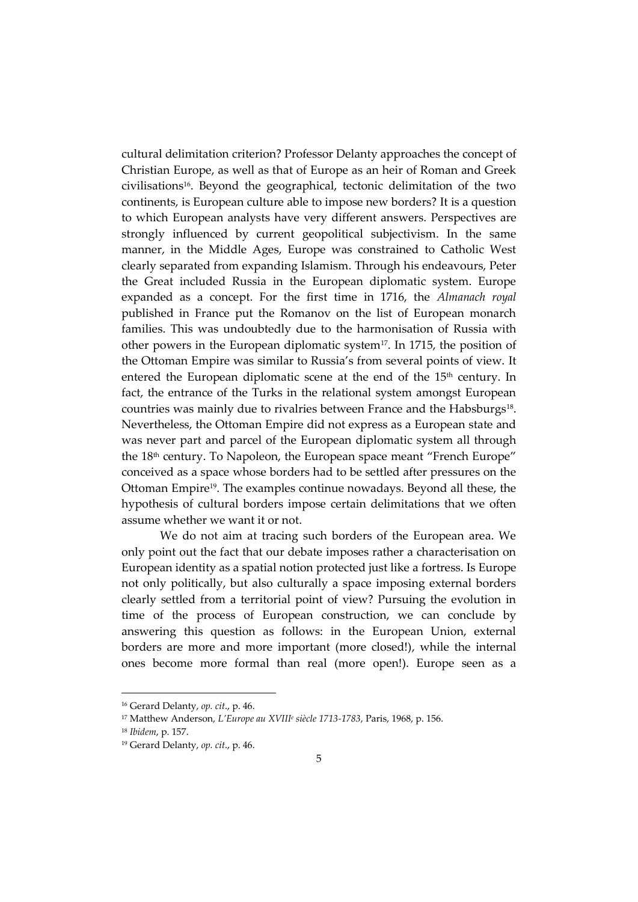cultural delimitation criterion? Professor Delanty approaches the concept of Christian Europe, as well as that of Europe as an heir of Roman and Greek civilisations[16]. Beyond the geographical, tectonic delimitation of the two continents, is European culture able to impose new borders? It is a question to which European analysts have very different answers. Perspectives are strongly influenced by current geopolitical subjectivism. In the same manner, in the Middle Ages, Europe was constrained to Catholic West clearly separated from expanding Islamism. Through his endeavours, Peter the Great included Russia in the European diplomatic system. Europe expanded as a concept. For the first time in 1716, the *Almanach royal* published in France put the Romanov on the list of European monarch families. This was undoubtedly due to the harmonisation of Russia with other powers in the European diplomatic system[17]. In 1715, the position of the Ottoman Empire was similar to Russia's from several points of view. It entered the European diplomatic scene at the end of the 15th century. In fact, the entrance of the Turks in the relational system amongst European countries was mainly due to rivalries between France and the Habsburgs[18]. Nevertheless, the Ottoman Empire did not express as a European state and was never part and parcel of the European diplomatic system all through the 18th century. To Napoleon, the European space meant "French Europe" conceived as a space whose borders had to be settled after pressures on the Ottoman Empire[19]. The examples continue nowadays. Beyond all these, the hypothesis of cultural borders impose certain delimitations that we often assume whether we want it or not.

We do not aim at tracing such borders of the European area. We only point out the fact that our debate imposes rather a characterisation on European identity as a spatial notion protected just like a fortress. Is Europe not only politically, but also culturally a space imposing external borders clearly settled from a territorial point of view? Pursuing the evolution in time of the process of European construction, we can conclude by answering this question as follows: in the European Union, external borders are more and more important (more closed!), while the internal ones become more formal than real (more open!). Europe seen as a

---

[16] Gerard Delanty, *op. cit*., p. 46.

[17] Matthew Anderson, *L'Europe au XVIIIe siècle 1713-1783*, Paris, 1968, p. 156.

[18] *Ibidem*, p. 157.

[19] Gerard Delanty, *op. cit*., p. 46.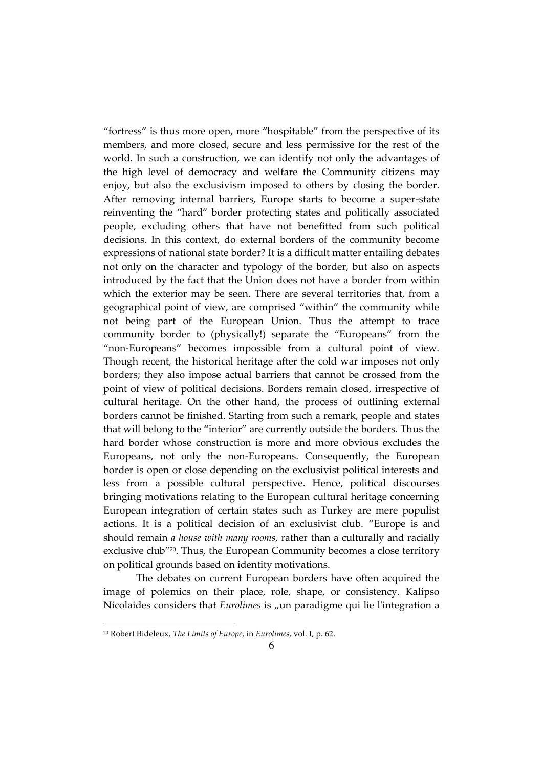"fortress" is thus more open, more "hospitable" from the perspective of its members, and more closed, secure and less permissive for the rest of the world. In such a construction, we can identify not only the advantages of the high level of democracy and welfare the Community citizens may enjoy, but also the exclusivism imposed to others by closing the border. After removing internal barriers, Europe starts to become a super-state reinventing the "hard" border protecting states and politically associated people, excluding others that have not benefitted from such political decisions. In this context, do external borders of the community become expressions of national state border? It is a difficult matter entailing debates not only on the character and typology of the border, but also on aspects introduced by the fact that the Union does not have a border from within which the exterior may be seen. There are several territories that, from a geographical point of view, are comprised "within" the community while not being part of the European Union. Thus the attempt to trace community border to (physically!) separate the "Europeans" from the "non-Europeans" becomes impossible from a cultural point of view. Though recent, the historical heritage after the cold war imposes not only borders; they also impose actual barriers that cannot be crossed from the point of view of political decisions. Borders remain closed, irrespective of cultural heritage. On the other hand, the process of outlining external borders cannot be finished. Starting from such a remark, people and states that will belong to the "interior" are currently outside the borders. Thus the hard border whose construction is more and more obvious excludes the Europeans, not only the non-Europeans. Consequently, the European border is open or close depending on the exclusivist political interests and less from a possible cultural perspective. Hence, political discourses bringing motivations relating to the European cultural heritage concerning European integration of certain states such as Turkey are mere populist actions. It is a political decision of an exclusivist club. "Europe is and should remain *a house with many rooms*, rather than a culturally and racially exclusive club"[20]. Thus, the European Community becomes a close territory on political grounds based on identity motivations.

The debates on current European borders have often acquired the image of polemics on their place, role, shape, or consistency. Kalipso Nicolaides considers that *Eurolimes* is „un paradigme qui lie l'integration a

[20] Robert Bideleux, *The Limits of Europe*, in *Eurolimes*, vol. I, p. 62.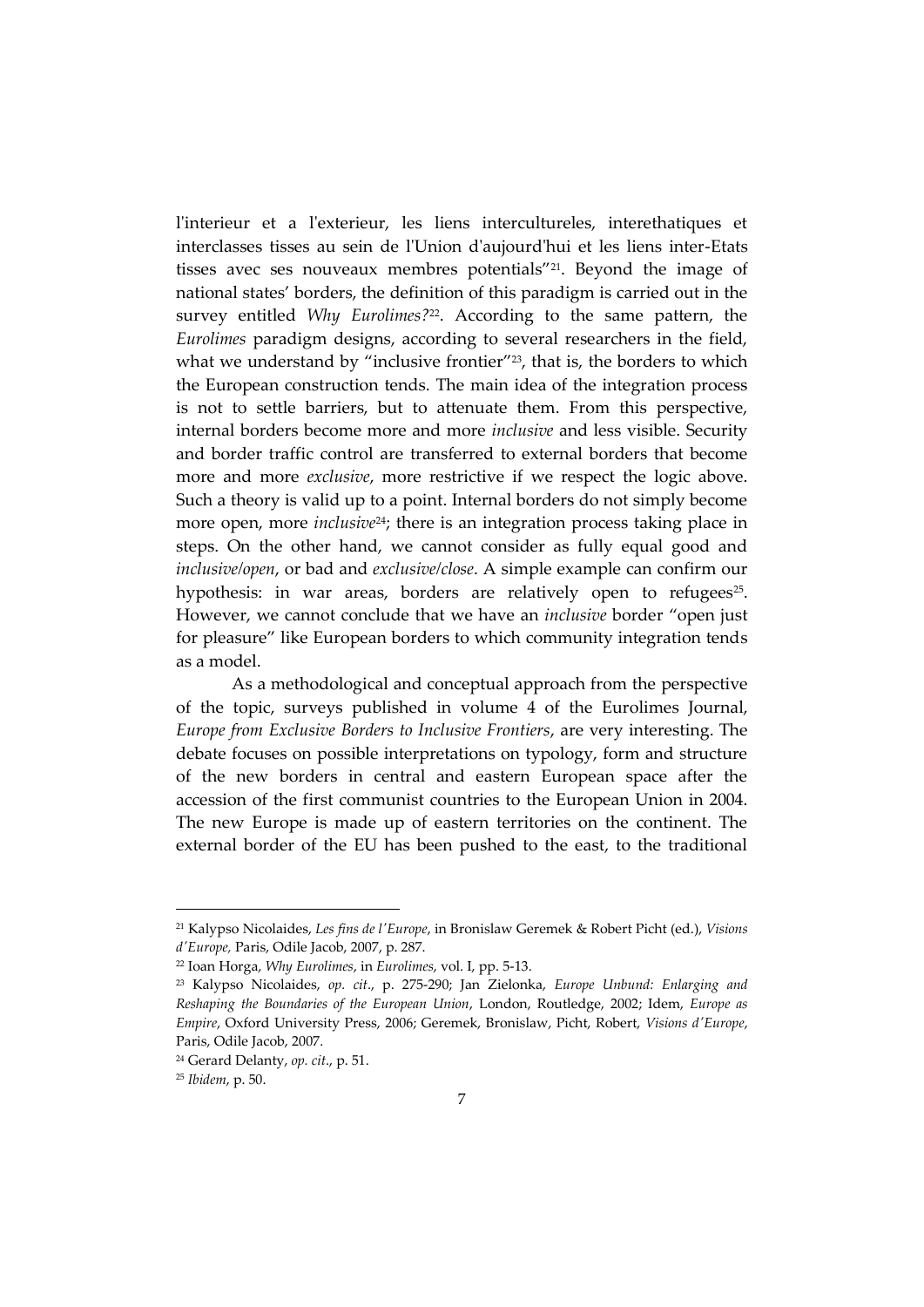l'interieur et a l'exterieur, les liens intercultureles, interethatiques et interclasses tisses au sein de l'Union d'aujourd'hui et les liens inter-Etats tisses avec ses nouveaux membres potentials"[21]. Beyond the image of national states' borders, the definition of this paradigm is carried out in the survey entitled *Why Eurolimes?*[22]. According to the same pattern, the *Eurolimes* paradigm designs, according to several researchers in the field, what we understand by "inclusive frontier"[23], that is, the borders to which the European construction tends. The main idea of the integration process is not to settle barriers, but to attenuate them. From this perspective, internal borders become more and more *inclusive* and less visible. Security and border traffic control are transferred to external borders that become more and more *exclusive*, more restrictive if we respect the logic above. Such a theory is valid up to a point. Internal borders do not simply become more open, more *inclusive*[24]; there is an integration process taking place in steps. On the other hand, we cannot consider as fully equal good and *inclusive/open*, or bad and *exclusive/close*. A simple example can confirm our hypothesis: in war areas, borders are relatively open to refugees[25]. However, we cannot conclude that we have an *inclusive* border "open just for pleasure" like European borders to which community integration tends as a model.

As a methodological and conceptual approach from the perspective of the topic, surveys published in volume 4 of the Eurolimes Journal, *Europe from Exclusive Borders to Inclusive Frontiers*, are very interesting. The debate focuses on possible interpretations on typology, form and structure of the new borders in central and eastern European space after the accession of the first communist countries to the European Union in 2004. The new Europe is made up of eastern territories on the continent. The external border of the EU has been pushed to the east, to the traditional

---

[21] Kalypso Nicolaides, *Les fins de l'Europe*, in Bronislaw Geremek & Robert Picht (ed.), *Visions d'Europe*, Paris, Odile Jacob, 2007, p. 287.

[22] Ioan Horga, *Why Eurolimes*, in *Eurolimes*, vol. I, pp. 5-13.

[23] Kalypso Nicolaides, *op. cit*., p. 275-290; Jan Zielonka, *Europe Unbund: Enlarging and Reshaping the Boundaries of the European Union*, London, Routledge, 2002; Idem, *Europe as Empire*, Oxford University Press, 2006; Geremek, Bronislaw, Picht, Robert, *Visions d'Europe*, Paris, Odile Jacob, 2007.

[24] Gerard Delanty, *op. cit*., p. 51.

[25] *Ibidem*, p. 50.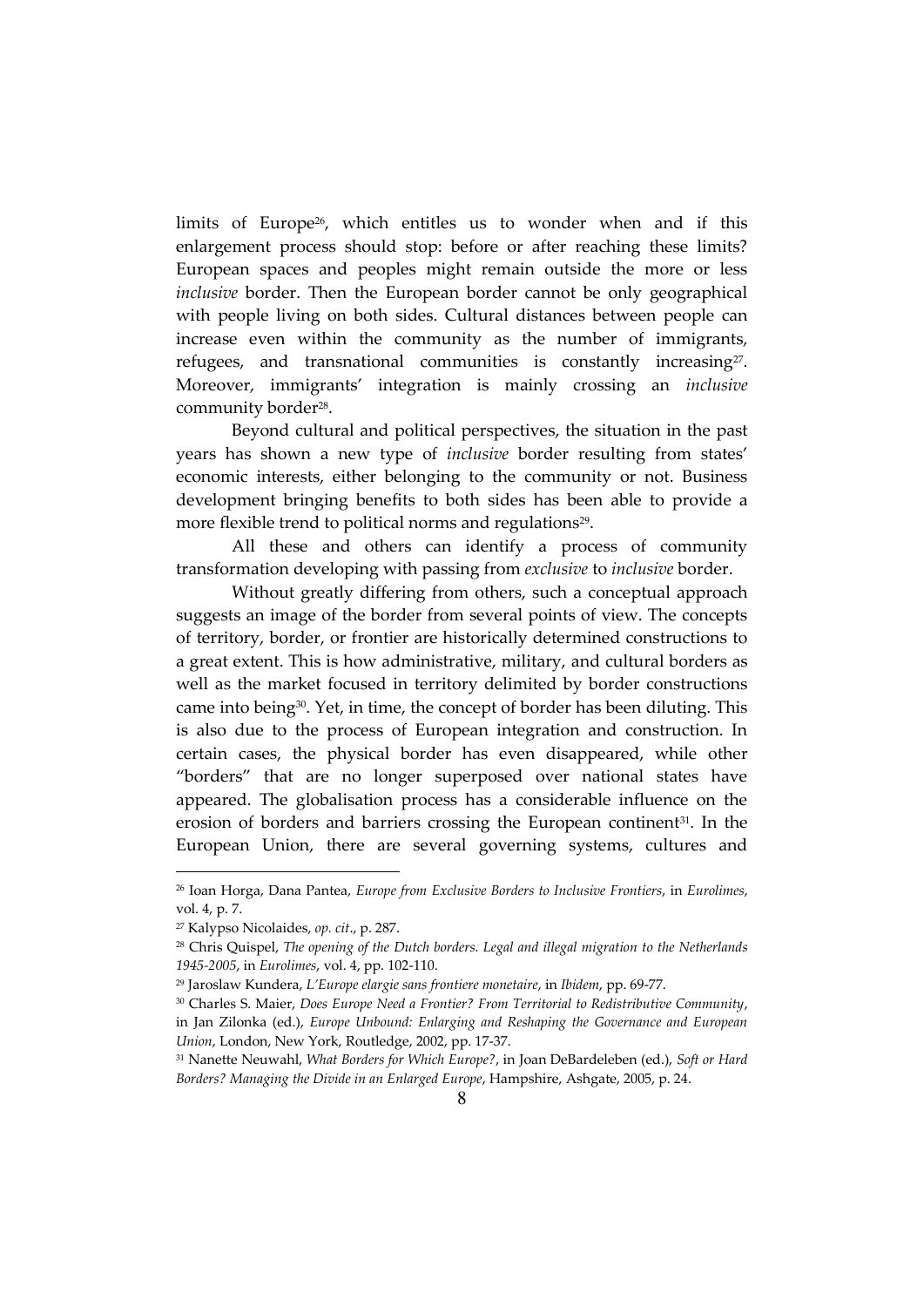limits of Europe[26], which entitles us to wonder when and if this enlargement process should stop: before or after reaching these limits? European spaces and peoples might remain outside the more or less *inclusive* border. Then the European border cannot be only geographical with people living on both sides. Cultural distances between people can increase even within the community as the number of immigrants, refugees, and transnational communities is constantly increasing[27]. Moreover, immigrants' integration is mainly crossing an *inclusive* community border[28].

Beyond cultural and political perspectives, the situation in the past years has shown a new type of *inclusive* border resulting from states' economic interests, either belonging to the community or not. Business development bringing benefits to both sides has been able to provide a more flexible trend to political norms and regulations[29].

All these and others can identify a process of community transformation developing with passing from *exclusive* to *inclusive* border.

Without greatly differing from others, such a conceptual approach suggests an image of the border from several points of view. The concepts of territory, border, or frontier are historically determined constructions to a great extent. This is how administrative, military, and cultural borders as well as the market focused in territory delimited by border constructions came into being[30]. Yet, in time, the concept of border has been diluting. This is also due to the process of European integration and construction. In certain cases, the physical border has even disappeared, while other "borders" that are no longer superposed over national states have appeared. The globalisation process has a considerable influence on the erosion of borders and barriers crossing the European continent[31]. In the European Union, there are several governing systems, cultures and

---

[26] Ioan Horga, Dana Pantea, *Europe from Exclusive Borders to Inclusive Frontiers*, in *Eurolimes*, vol. 4, p. 7.

[27] Kalypso Nicolaides, *op. cit*., p. 287.

[28] Chris Quispel, *The opening of the Dutch borders. Legal and illegal migration to the Netherlands 1945-2005*, in *Eurolimes*, vol. 4, pp. 102-110.

[29] Jaroslaw Kundera, *L'Europe elargie sans frontiere monetaire*, in *Ibidem*, pp. 69-77.

[30] Charles S. Maier, *Does Europe Need a Frontier? From Territorial to Redistributive Community*, in Jan Zilonka (ed.), *Europe Unbound: Enlarging and Reshaping the Governance and European Union*, London, New York, Routledge, 2002, pp. 17-37.

[31] Nanette Neuwahl, *What Borders for Which Europe?*, in Joan DeBardeleben (ed.), *Soft or Hard Borders? Managing the Divide in an Enlarged Europe*, Hampshire, Ashgate, 2005, p. 24.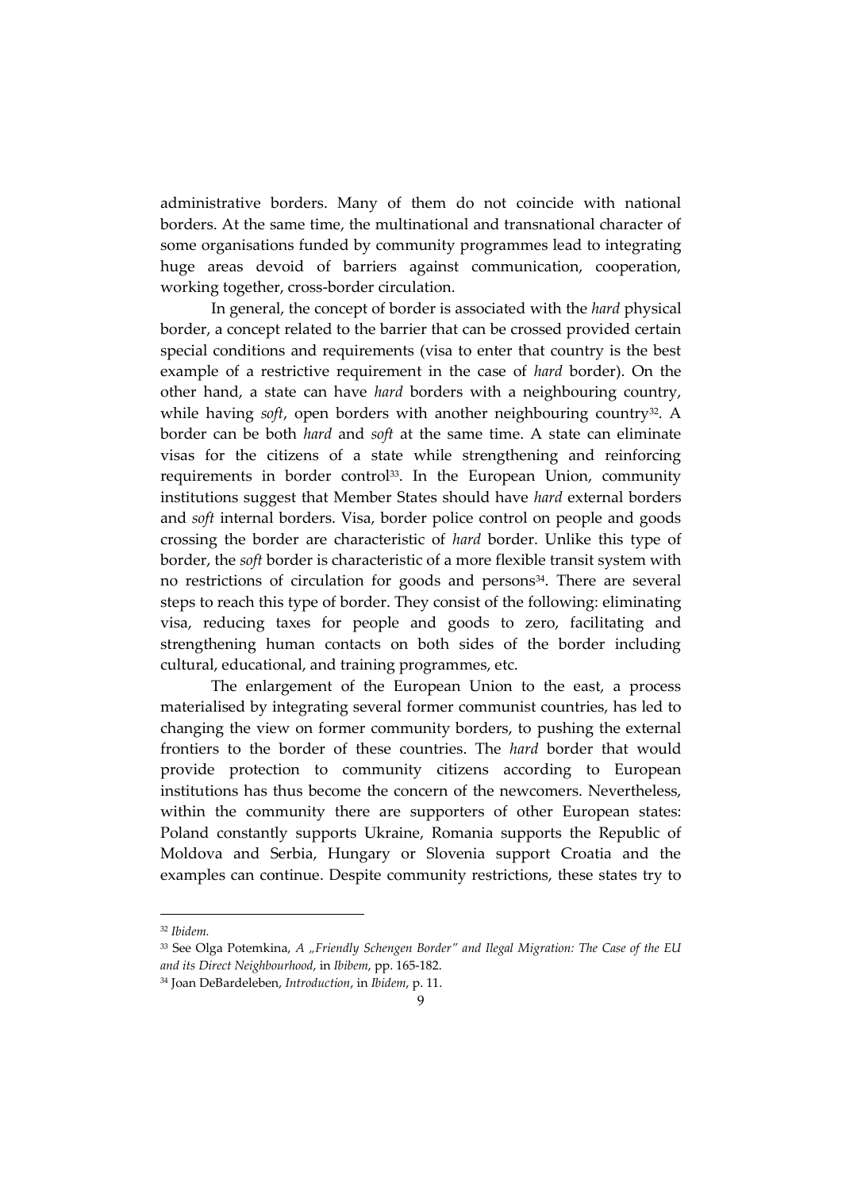administrative borders. Many of them do not coincide with national borders. At the same time, the multinational and transnational character of some organisations funded by community programmes lead to integrating huge areas devoid of barriers against communication, cooperation, working together, cross-border circulation.

In general, the concept of border is associated with the *hard* physical border, a concept related to the barrier that can be crossed provided certain special conditions and requirements (visa to enter that country is the best example of a restrictive requirement in the case of *hard* border). On the other hand, a state can have *hard* borders with a neighbouring country, while having *soft*, open borders with another neighbouring country[32]. A border can be both *hard* and *soft* at the same time. A state can eliminate visas for the citizens of a state while strengthening and reinforcing requirements in border control[33]. In the European Union, community institutions suggest that Member States should have *hard* external borders and *soft* internal borders. Visa, border police control on people and goods crossing the border are characteristic of *hard* border. Unlike this type of border, the *soft* border is characteristic of a more flexible transit system with no restrictions of circulation for goods and persons[34]. There are several steps to reach this type of border. They consist of the following: eliminating visa, reducing taxes for people and goods to zero, facilitating and strengthening human contacts on both sides of the border including cultural, educational, and training programmes, etc.

The enlargement of the European Union to the east, a process materialised by integrating several former communist countries, has led to changing the view on former community borders, to pushing the external frontiers to the border of these countries. The *hard* border that would provide protection to community citizens according to European institutions has thus become the concern of the newcomers. Nevertheless, within the community there are supporters of other European states: Poland constantly supports Ukraine, Romania supports the Republic of Moldova and Serbia, Hungary or Slovenia support Croatia and the examples can continue. Despite community restrictions, these states try to

---

[32] *Ibidem.*

[33] See Olga Potemkina, *A „Friendly Schengen Border" and Ilegal Migration: The Case of the EU and its Direct Neighbourhood*, in *Ibibem*, pp. 165-182.

[34] Joan DeBardeleben, *Introduction*, in *Ibidem*, p. 11.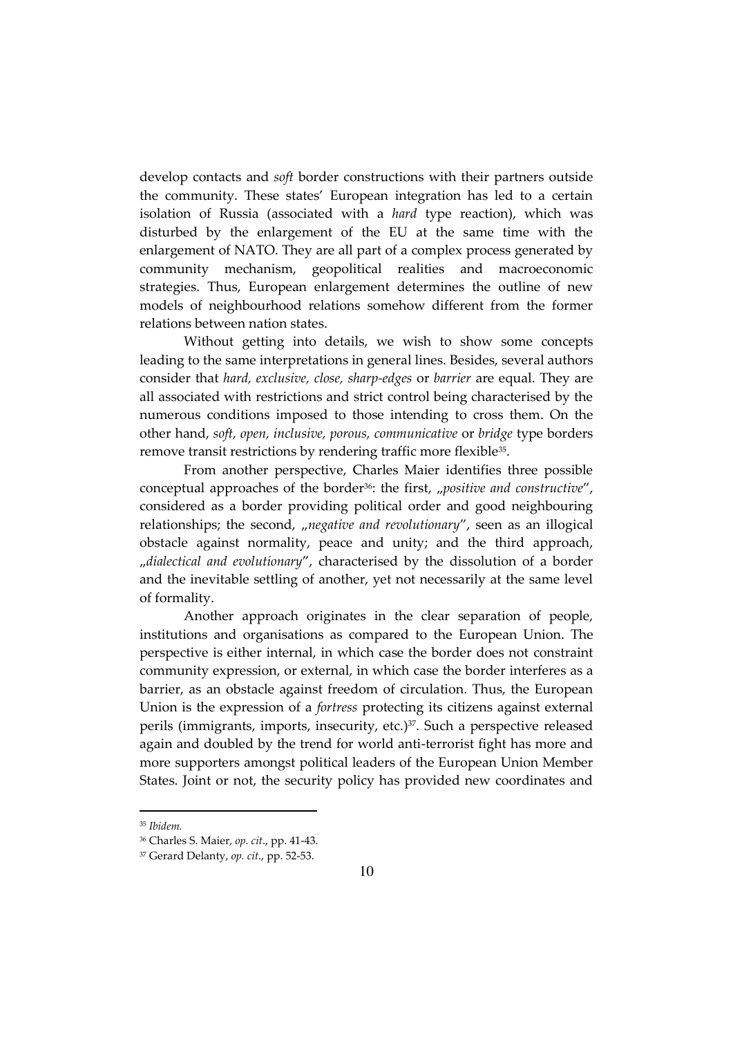develop contacts and *soft* border constructions with their partners outside the community. These states' European integration has led to a certain isolation of Russia (associated with a *hard* type reaction), which was disturbed by the enlargement of the EU at the same time with the enlargement of NATO. They are all part of a complex process generated by community mechanism, geopolitical realities and macroeconomic strategies. Thus, European enlargement determines the outline of new models of neighbourhood relations somehow different from the former relations between nation states.

Without getting into details, we wish to show some concepts leading to the same interpretations in general lines. Besides, several authors consider that *hard, exclusive, close, sharp-edges* or *barrier* are equal. They are all associated with restrictions and strict control being characterised by the numerous conditions imposed to those intending to cross them. On the other hand, *soft, open, inclusive, porous, communicative* or *bridge* type borders remove transit restrictions by rendering traffic more flexible[35].

From another perspective, Charles Maier identifies three possible conceptual approaches of the border[36]: the first, „*positive and constructive*", considered as a border providing political order and good neighbouring relationships; the second, „*negative and revolutionary*", seen as an illogical obstacle against normality, peace and unity; and the third approach, „*dialectical and evolutionary*", characterised by the dissolution of a border and the inevitable settling of another, yet not necessarily at the same level of formality.

Another approach originates in the clear separation of people, institutions and organisations as compared to the European Union. The perspective is either internal, in which case the border does not constraint community expression, or external, in which case the border interferes as a barrier, as an obstacle against freedom of circulation. Thus, the European Union is the expression of a *fortress* protecting its citizens against external perils (immigrants, imports, insecurity, etc.)[37]. Such a perspective released again and doubled by the trend for world anti-terrorist fight has more and more supporters amongst political leaders of the European Union Member States. Joint or not, the security policy has provided new coordinates and

---

[35] *Ibidem.*

[36] Charles S. Maier, *op. cit*., pp. 41-43.

[37] Gerard Delanty, *op. cit*., pp. 52-53.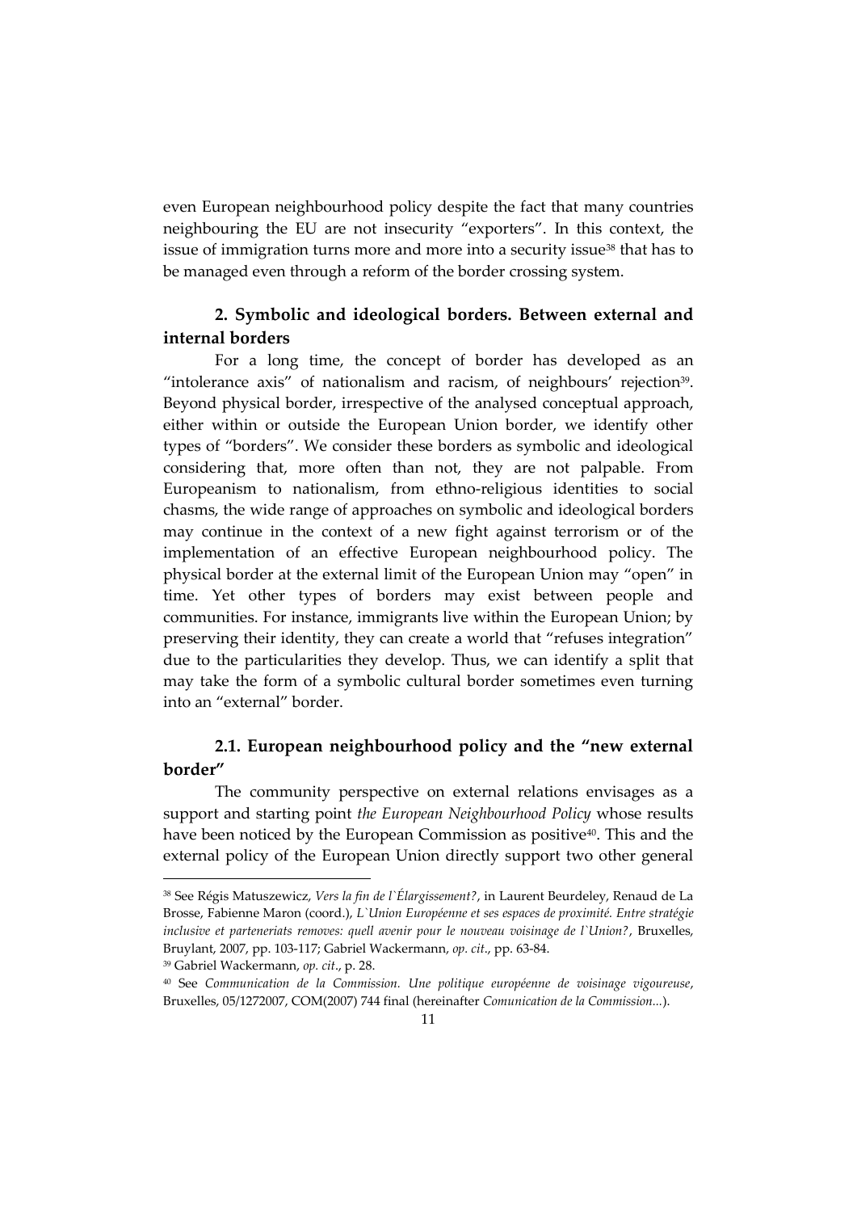even European neighbourhood policy despite the fact that many countries neighbouring the EU are not insecurity "exporters". In this context, the issue of immigration turns more and more into a security issue[38] that has to be managed even through a reform of the border crossing system.

## 2. Symbolic and ideological borders. Between external and internal borders

For a long time, the concept of border has developed as an "intolerance axis" of nationalism and racism, of neighbours' rejection[39]. Beyond physical border, irrespective of the analysed conceptual approach, either within or outside the European Union border, we identify other types of "borders". We consider these borders as symbolic and ideological considering that, more often than not, they are not palpable. From Europeanism to nationalism, from ethno-religious identities to social chasms, the wide range of approaches on symbolic and ideological borders may continue in the context of a new fight against terrorism or of the implementation of an effective European neighbourhood policy. The physical border at the external limit of the European Union may "open" in time. Yet other types of borders may exist between people and communities. For instance, immigrants live within the European Union; by preserving their identity, they can create a world that "refuses integration" due to the particularities they develop. Thus, we can identify a split that may take the form of a symbolic cultural border sometimes even turning into an "external" border.

### 2.1. European neighbourhood policy and the "new external border"

The community perspective on external relations envisages as a support and starting point *the European Neighbourhood Policy* whose results have been noticed by the European Commission as positive[40]. This and the external policy of the European Union directly support two other general

---

[38] See Régis Matuszewicz, *Vers la fin de l`Élargissement?*, in Laurent Beurdeley, Renaud de La Brosse, Fabienne Maron (coord.), *L`Union Européenne et ses espaces de proximité. Entre stratégie inclusive et parteneriats removes: quell avenir pour le nouveau voisinage de l`Union?*, Bruxelles, Bruylant, 2007, pp. 103-117; Gabriel Wackermann, *op. cit*., pp. 63-84.

[39] Gabriel Wackermann, *op. cit*., p. 28.

[40] See *Communication de la Commission. Une politique européenne de voisinage vigoureuse*, Bruxelles, 05/1272007, COM(2007) 744 final (hereinafter *Comunication de la Commission...*).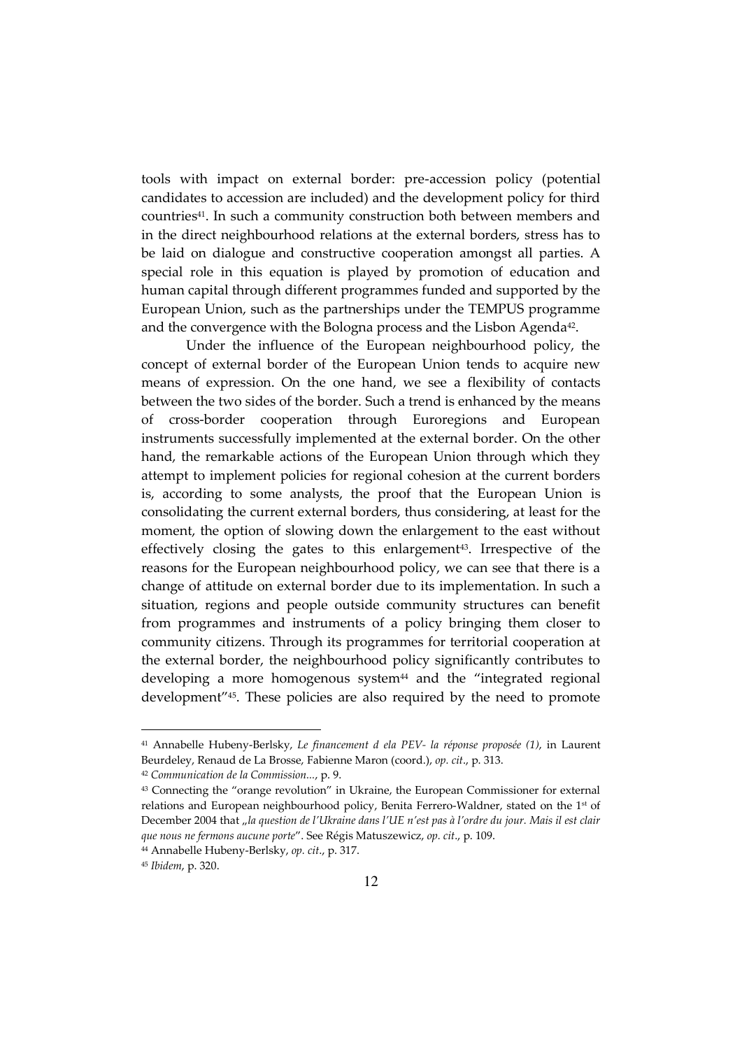tools with impact on external border: pre-accession policy (potential candidates to accession are included) and the development policy for third countries[41]. In such a community construction both between members and in the direct neighbourhood relations at the external borders, stress has to be laid on dialogue and constructive cooperation amongst all parties. A special role in this equation is played by promotion of education and human capital through different programmes funded and supported by the European Union, such as the partnerships under the TEMPUS programme and the convergence with the Bologna process and the Lisbon Agenda[42].

Under the influence of the European neighbourhood policy, the concept of external border of the European Union tends to acquire new means of expression. On the one hand, we see a flexibility of contacts between the two sides of the border. Such a trend is enhanced by the means of cross-border cooperation through Euroregions and European instruments successfully implemented at the external border. On the other hand, the remarkable actions of the European Union through which they attempt to implement policies for regional cohesion at the current borders is, according to some analysts, the proof that the European Union is consolidating the current external borders, thus considering, at least for the moment, the option of slowing down the enlargement to the east without effectively closing the gates to this enlargement[43]. Irrespective of the reasons for the European neighbourhood policy, we can see that there is a change of attitude on external border due to its implementation. In such a situation, regions and people outside community structures can benefit from programmes and instruments of a policy bringing them closer to community citizens. Through its programmes for territorial cooperation at the external border, the neighbourhood policy significantly contributes to developing a more homogenous system[44] and the "integrated regional development"[45]. These policies are also required by the need to promote

---

[41] Annabelle Hubeny-Berlsky, *Le financement d ela PEV- la réponse proposée (1)*, in Laurent Beurdeley, Renaud de La Brosse, Fabienne Maron (coord.), *op. cit.*, p. 313.

[42] *Communication de la Commission...*, p. 9.

[43] Connecting the "orange revolution" in Ukraine, the European Commissioner for external relations and European neighbourhood policy, Benita Ferrero-Waldner, stated on the 1st of December 2004 that „*la question de l'Ukraine dans l'UE n'est pas à l'ordre du jour. Mais il est clair que nous ne fermons aucune porte*". See Régis Matuszewicz, *op. cit.*, p. 109.

[44] Annabelle Hubeny-Berlsky, *op. cit.*, p. 317.

[45] *Ibidem*, p. 320.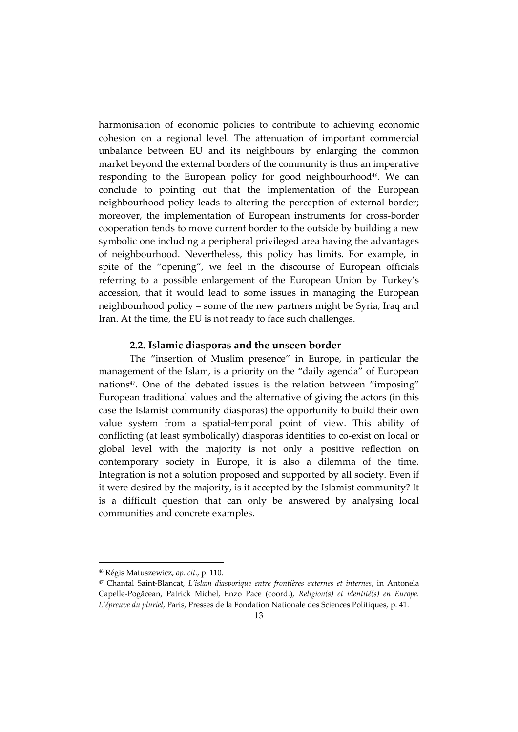harmonisation of economic policies to contribute to achieving economic cohesion on a regional level. The attenuation of important commercial unbalance between EU and its neighbours by enlarging the common market beyond the external borders of the community is thus an imperative responding to the European policy for good neighbourhood[46]. We can conclude to pointing out that the implementation of the European neighbourhood policy leads to altering the perception of external border; moreover, the implementation of European instruments for cross-border cooperation tends to move current border to the outside by building a new symbolic one including a peripheral privileged area having the advantages of neighbourhood. Nevertheless, this policy has limits. For example, in spite of the "opening", we feel in the discourse of European officials referring to a possible enlargement of the European Union by Turkey's accession, that it would lead to some issues in managing the European neighbourhood policy – some of the new partners might be Syria, Iraq and Iran. At the time, the EU is not ready to face such challenges.

### 2.2. Islamic diasporas and the unseen border

The "insertion of Muslim presence" in Europe, in particular the management of the Islam, is a priority on the "daily agenda" of European nations[47]. One of the debated issues is the relation between "imposing" European traditional values and the alternative of giving the actors (in this case the Islamist community diasporas) the opportunity to build their own value system from a spatial-temporal point of view. This ability of conflicting (at least symbolically) diasporas identities to co-exist on local or global level with the majority is not only a positive reflection on contemporary society in Europe, it is also a dilemma of the time. Integration is not a solution proposed and supported by all society. Even if it were desired by the majority, is it accepted by the Islamist community? It is a difficult question that can only be answered by analysing local communities and concrete examples.

---

[46] Régis Matuszewicz, *op. cit.*, p. 110.

[47] Chantal Saint-Blancat, *L'islam diasporique entre frontières externes et internes*, in Antonela Capelle-Pogăcean, Patrick Michel, Enzo Pace (coord.), *Religion(s) et identité(s) en Europe. L`épreuve du pluriel*, Paris, Presses de la Fondation Nationale des Sciences Politiques, p. 41.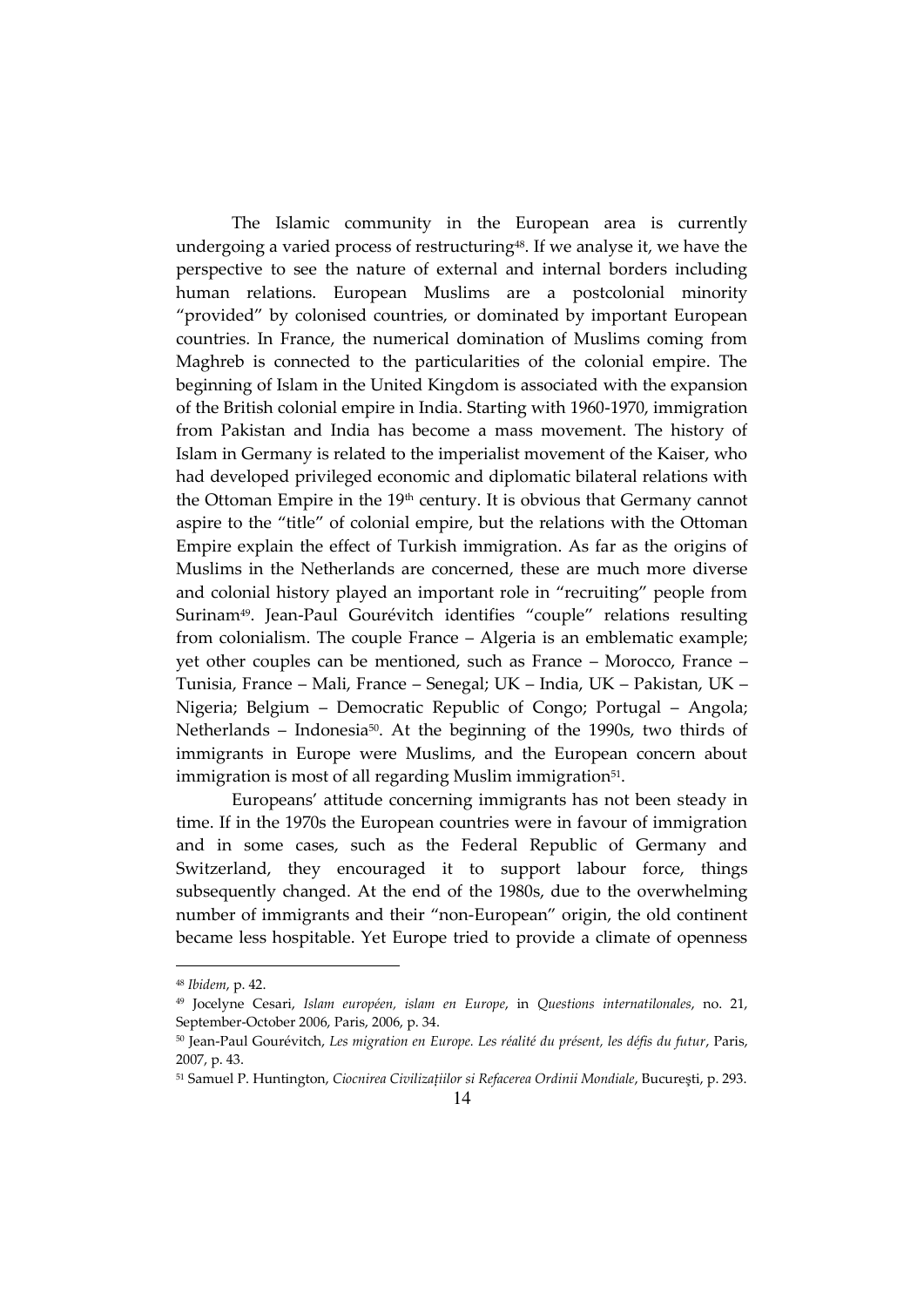The Islamic community in the European area is currently undergoing a varied process of restructuring[48]. If we analyse it, we have the perspective to see the nature of external and internal borders including human relations. European Muslims are a postcolonial minority "provided" by colonised countries, or dominated by important European countries. In France, the numerical domination of Muslims coming from Maghreb is connected to the particularities of the colonial empire. The beginning of Islam in the United Kingdom is associated with the expansion of the British colonial empire in India. Starting with 1960-1970, immigration from Pakistan and India has become a mass movement. The history of Islam in Germany is related to the imperialist movement of the Kaiser, who had developed privileged economic and diplomatic bilateral relations with the Ottoman Empire in the 19th century. It is obvious that Germany cannot aspire to the "title" of colonial empire, but the relations with the Ottoman Empire explain the effect of Turkish immigration. As far as the origins of Muslims in the Netherlands are concerned, these are much more diverse and colonial history played an important role in "recruiting" people from Surinam[49]. Jean-Paul Gourévitch identifies "couple" relations resulting from colonialism. The couple France – Algeria is an emblematic example; yet other couples can be mentioned, such as France – Morocco, France – Tunisia, France – Mali, France – Senegal; UK – India, UK – Pakistan, UK – Nigeria; Belgium – Democratic Republic of Congo; Portugal – Angola; Netherlands – Indonesia[50]. At the beginning of the 1990s, two thirds of immigrants in Europe were Muslims, and the European concern about immigration is most of all regarding Muslim immigration[51].

Europeans' attitude concerning immigrants has not been steady in time. If in the 1970s the European countries were in favour of immigration and in some cases, such as the Federal Republic of Germany and Switzerland, they encouraged it to support labour force, things subsequently changed. At the end of the 1980s, due to the overwhelming number of immigrants and their "non-European" origin, the old continent became less hospitable. Yet Europe tried to provide a climate of openness

---

[48] *Ibidem*, p. 42.

[49] Jocelyne Cesari, *Islam européen, islam en Europe*, in *Questions internatilonales*, no. 21, September-October 2006, Paris, 2006, p. 34.

[50] Jean-Paul Gourévitch, *Les migration en Europe. Les réalité du présent, les défis du futur*, Paris, 2007, p. 43.

[51] Samuel P. Huntington, *Ciocnirea Civilizațiilor si Refacerea Ordinii Mondiale*, Bucureşti, p. 293.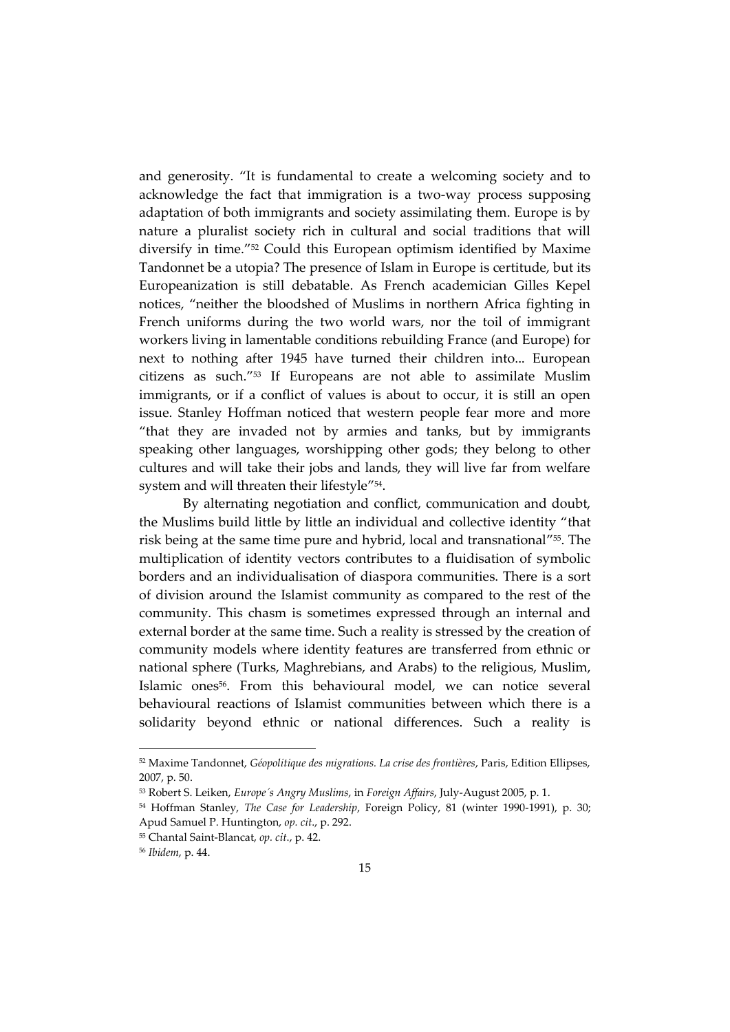and generosity. "It is fundamental to create a welcoming society and to acknowledge the fact that immigration is a two-way process supposing adaptation of both immigrants and society assimilating them. Europe is by nature a pluralist society rich in cultural and social traditions that will diversify in time."[52] Could this European optimism identified by Maxime Tandonnet be a utopia? The presence of Islam in Europe is certitude, but its Europeanization is still debatable. As French academician Gilles Kepel notices, "neither the bloodshed of Muslims in northern Africa fighting in French uniforms during the two world wars, nor the toil of immigrant workers living in lamentable conditions rebuilding France (and Europe) for next to nothing after 1945 have turned their children into... European citizens as such."[53] If Europeans are not able to assimilate Muslim immigrants, or if a conflict of values is about to occur, it is still an open issue. Stanley Hoffman noticed that western people fear more and more "that they are invaded not by armies and tanks, but by immigrants speaking other languages, worshipping other gods; they belong to other cultures and will take their jobs and lands, they will live far from welfare system and will threaten their lifestyle"[54].

By alternating negotiation and conflict, communication and doubt, the Muslims build little by little an individual and collective identity "that risk being at the same time pure and hybrid, local and transnational"[55]. The multiplication of identity vectors contributes to a fluidisation of symbolic borders and an individualisation of diaspora communities. There is a sort of division around the Islamist community as compared to the rest of the community. This chasm is sometimes expressed through an internal and external border at the same time. Such a reality is stressed by the creation of community models where identity features are transferred from ethnic or national sphere (Turks, Maghrebians, and Arabs) to the religious, Muslim, Islamic ones[56]. From this behavioural model, we can notice several behavioural reactions of Islamist communities between which there is a solidarity beyond ethnic or national differences. Such a reality is

---

[52] Maxime Tandonnet, *Géopolitique des migrations. La crise des frontières*, Paris, Edition Ellipses, 2007, p. 50.

[53] Robert S. Leiken, *Europe´s Angry Muslims*, in *Foreign Affairs*, July-August 2005, p. 1.

[54] Hoffman Stanley, *The Case for Leadership*, Foreign Policy, 81 (winter 1990-1991), p. 30; Apud Samuel P. Huntington, *op. cit*., p. 292.

[55] Chantal Saint-Blancat, *op. cit*., p. 42.

[56] *Ibidem*, p. 44.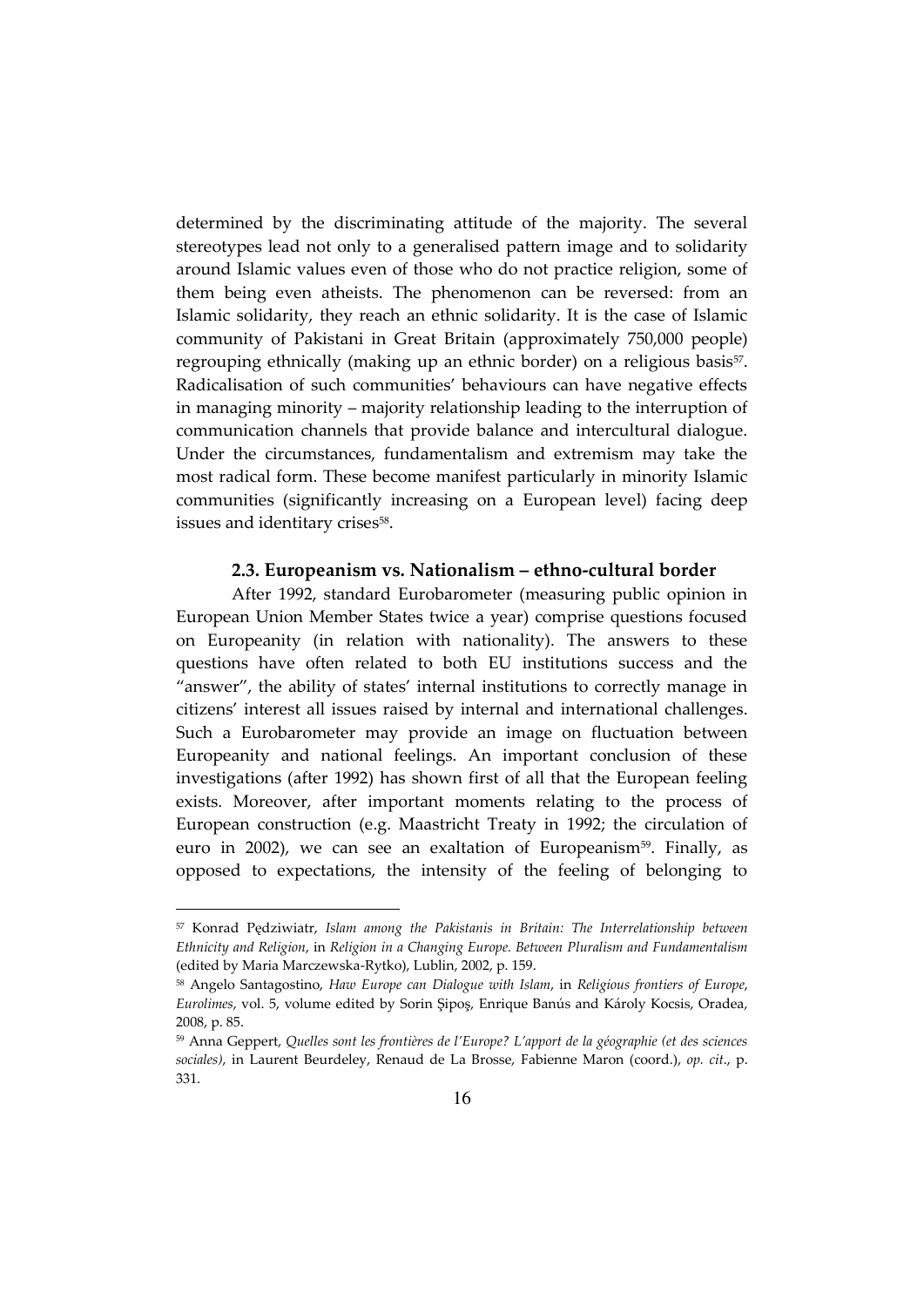determined by the discriminating attitude of the majority. The several stereotypes lead not only to a generalised pattern image and to solidarity around Islamic values even of those who do not practice religion, some of them being even atheists. The phenomenon can be reversed: from an Islamic solidarity, they reach an ethnic solidarity. It is the case of Islamic community of Pakistani in Great Britain (approximately 750,000 people) regrouping ethnically (making up an ethnic border) on a religious basis[57]. Radicalisation of such communities' behaviours can have negative effects in managing minority – majority relationship leading to the interruption of communication channels that provide balance and intercultural dialogue. Under the circumstances, fundamentalism and extremism may take the most radical form. These become manifest particularly in minority Islamic communities (significantly increasing on a European level) facing deep issues and identitary crises[58].

### 2.3. Europeanism vs. Nationalism – ethno-cultural border

After 1992, standard Eurobarometer (measuring public opinion in European Union Member States twice a year) comprise questions focused on Europeanity (in relation with nationality). The answers to these questions have often related to both EU institutions success and the "answer", the ability of states' internal institutions to correctly manage in citizens' interest all issues raised by internal and international challenges. Such a Eurobarometer may provide an image on fluctuation between Europeanity and national feelings. An important conclusion of these investigations (after 1992) has shown first of all that the European feeling exists. Moreover, after important moments relating to the process of European construction (e.g. Maastricht Treaty in 1992; the circulation of euro in 2002), we can see an exaltation of Europeanism[59]. Finally, as opposed to expectations, the intensity of the feeling of belonging to

---

[57] Konrad Pędziwiatr, *Islam among the Pakistanis in Britain: The Interrelationship between Ethnicity and Religion*, in *Religion in a Changing Europe. Between Pluralism and Fundamentalism* (edited by Maria Marczewska-Rytko), Lublin, 2002, p. 159.

[58] Angelo Santagostino, *Haw Europe can Dialogue with Islam*, in *Religious frontiers of Europe*, *Eurolimes*, vol. 5, volume edited by Sorin Șipoș, Enrique Banús and Károly Kocsis, Oradea, 2008, p. 85.

[59] Anna Geppert, *Quelles sont les frontières de l'Europe? L'apport de la géographie (et des sciences sociales)*, in Laurent Beurdeley, Renaud de La Brosse, Fabienne Maron (coord.), *op. cit.*, p. 331.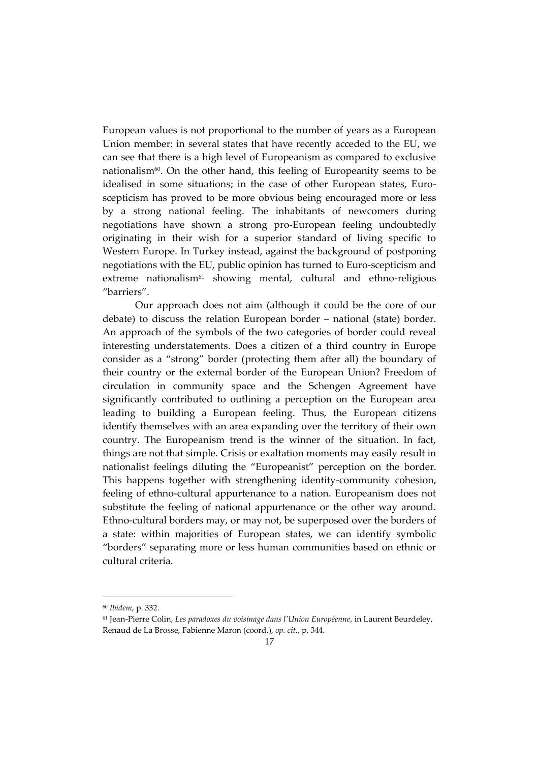European values is not proportional to the number of years as a European Union member: in several states that have recently acceded to the EU, we can see that there is a high level of Europeanism as compared to exclusive nationalism[60]. On the other hand, this feeling of Europeanity seems to be idealised in some situations; in the case of other European states, Euro-scepticism has proved to be more obvious being encouraged more or less by a strong national feeling. The inhabitants of newcomers during negotiations have shown a strong pro-European feeling undoubtedly originating in their wish for a superior standard of living specific to Western Europe. In Turkey instead, against the background of postponing negotiations with the EU, public opinion has turned to Euro-scepticism and extreme nationalism[61] showing mental, cultural and ethno-religious "barriers".

Our approach does not aim (although it could be the core of our debate) to discuss the relation European border – national (state) border. An approach of the symbols of the two categories of border could reveal interesting understatements. Does a citizen of a third country in Europe consider as a "strong" border (protecting them after all) the boundary of their country or the external border of the European Union? Freedom of circulation in community space and the Schengen Agreement have significantly contributed to outlining a perception on the European area leading to building a European feeling. Thus, the European citizens identify themselves with an area expanding over the territory of their own country. The Europeanism trend is the winner of the situation. In fact, things are not that simple. Crisis or exaltation moments may easily result in nationalist feelings diluting the "Europeanist" perception on the border. This happens together with strengthening identity-community cohesion, feeling of ethno-cultural appurtenance to a nation. Europeanism does not substitute the feeling of national appurtenance or the other way around. Ethno-cultural borders may, or may not, be superposed over the borders of a state: within majorities of European states, we can identify symbolic "borders" separating more or less human communities based on ethnic or cultural criteria.

---

[60] *Ibidem*, p. 332.

[61] Jean-Pierre Colin, *Les paradoxes du voisinage dans l'Union Européenne*, in Laurent Beurdeley, Renaud de La Brosse, Fabienne Maron (coord.), *op. cit.*, p. 344.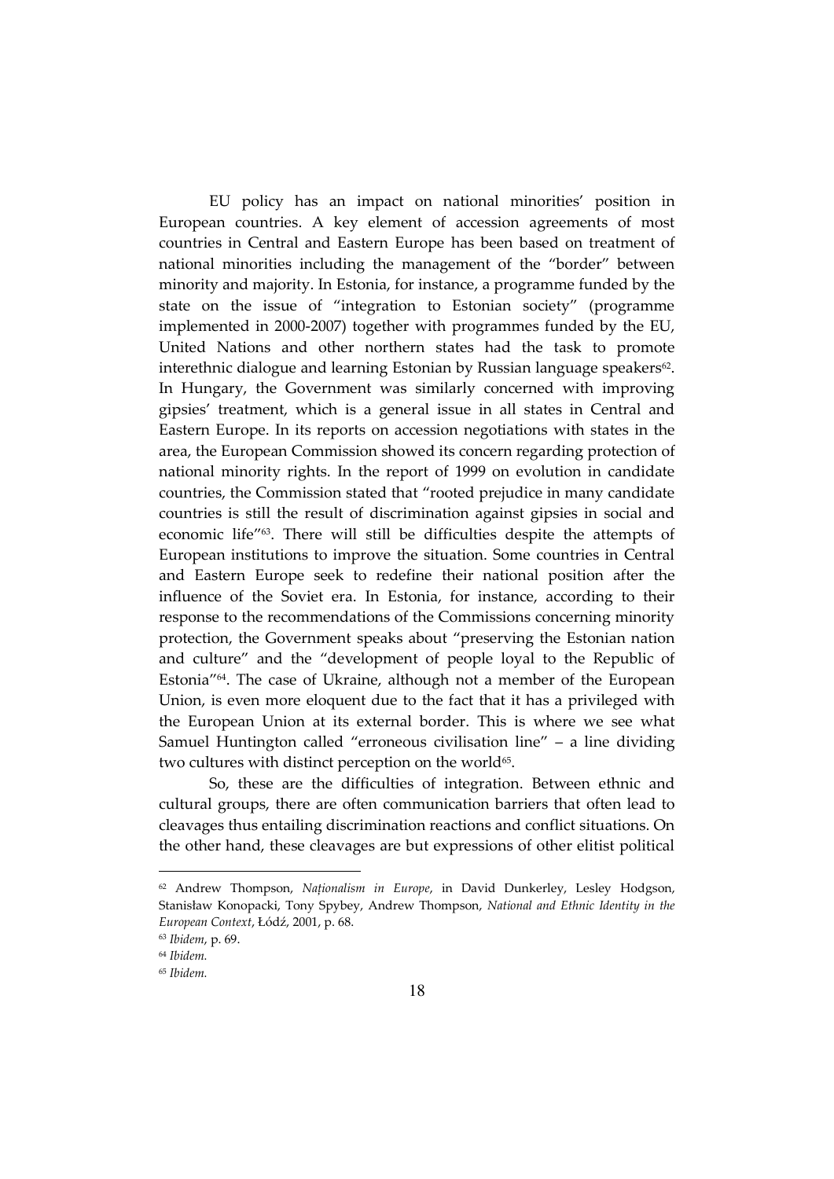EU policy has an impact on national minorities' position in European countries. A key element of accession agreements of most countries in Central and Eastern Europe has been based on treatment of national minorities including the management of the "border" between minority and majority. In Estonia, for instance, a programme funded by the state on the issue of "integration to Estonian society" (programme implemented in 2000-2007) together with programmes funded by the EU, United Nations and other northern states had the task to promote interethnic dialogue and learning Estonian by Russian language speakers[62]. In Hungary, the Government was similarly concerned with improving gipsies' treatment, which is a general issue in all states in Central and Eastern Europe. In its reports on accession negotiations with states in the area, the European Commission showed its concern regarding protection of national minority rights. In the report of 1999 on evolution in candidate countries, the Commission stated that "rooted prejudice in many candidate countries is still the result of discrimination against gipsies in social and economic life"[63]. There will still be difficulties despite the attempts of European institutions to improve the situation. Some countries in Central and Eastern Europe seek to redefine their national position after the influence of the Soviet era. In Estonia, for instance, according to their response to the recommendations of the Commissions concerning minority protection, the Government speaks about "preserving the Estonian nation and culture" and the "development of people loyal to the Republic of Estonia"[64]. The case of Ukraine, although not a member of the European Union, is even more eloquent due to the fact that it has a privileged with the European Union at its external border. This is where we see what Samuel Huntington called "erroneous civilisation line" – a line dividing two cultures with distinct perception on the world[65].

So, these are the difficulties of integration. Between ethnic and cultural groups, there are often communication barriers that often lead to cleavages thus entailing discrimination reactions and conflict situations. On the other hand, these cleavages are but expressions of other elitist political

---

[62] Andrew Thompson, *Naționalism in Europe*, in David Dunkerley, Lesley Hodgson, Stanisław Konopacki, Tony Spybey, Andrew Thompson, *National and Ethnic Identity in the European Context*, Łódź, 2001, p. 68.

[63] *Ibidem*, p. 69.

[64] *Ibidem.*

[65] *Ibidem.*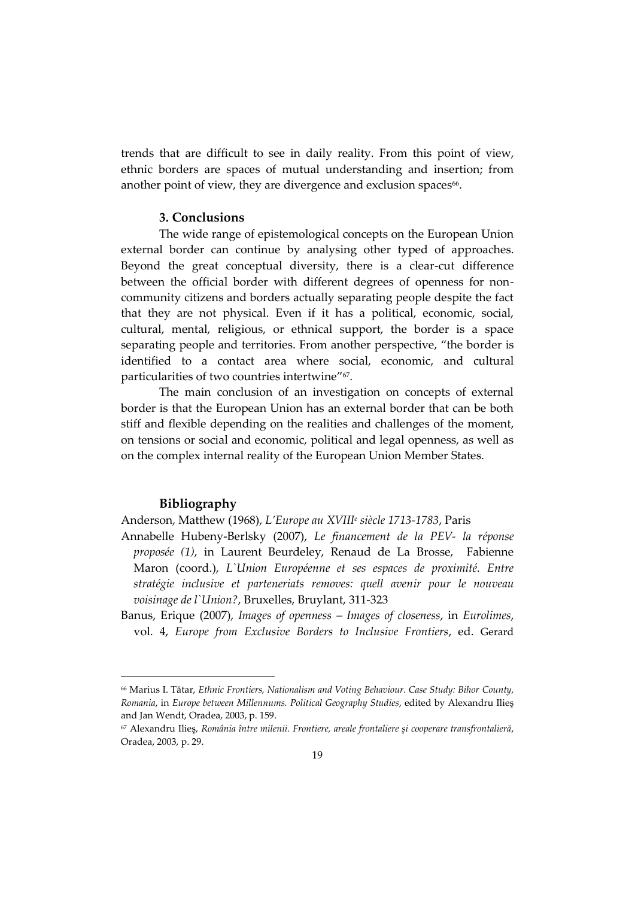trends that are difficult to see in daily reality. From this point of view, ethnic borders are spaces of mutual understanding and insertion; from another point of view, they are divergence and exclusion spaces[66].

### 3. Conclusions

The wide range of epistemological concepts on the European Union external border can continue by analysing other typed of approaches. Beyond the great conceptual diversity, there is a clear-cut difference between the official border with different degrees of openness for non-community citizens and borders actually separating people despite the fact that they are not physical. Even if it has a political, economic, social, cultural, mental, religious, or ethnical support, the border is a space separating people and territories. From another perspective, "the border is identified to a contact area where social, economic, and cultural particularities of two countries intertwine"[67].

The main conclusion of an investigation on concepts of external border is that the European Union has an external border that can be both stiff and flexible depending on the realities and challenges of the moment, on tensions or social and economic, political and legal openness, as well as on the complex internal reality of the European Union Member States.

### Bibliography

Anderson, Matthew (1968), *L'Europe au XVIII[e] siècle 1713-1783*, Paris

Annabelle Hubeny-Berlsky (2007), *Le financement de la PEV- la réponse proposée (1)*, in Laurent Beurdeley, Renaud de La Brosse, Fabienne Maron (coord.), *L`Union Européenne et ses espaces de proximité. Entre stratégie inclusive et parteneriats removes: quell avenir pour le nouveau voisinage de l`Union?*, Bruxelles, Bruylant, 311-323

Banus, Erique (2007), *Images of openness – Images of closeness*, in *Eurolimes*, vol. 4, *Europe from Exclusive Borders to Inclusive Frontiers*, ed. Gerard

---

[66] Marius I. Tătar, *Ethnic Frontiers, Nationalism and Voting Behaviour. Case Study: Bihor County, Romania*, in *Europe between Millennums. Political Geography Studies*, edited by Alexandru Ilieş and Jan Wendt, Oradea, 2003, p. 159.

[67] Alexandru Ilieş, *România între milenii. Frontiere, areale frontaliere şi cooperare transfrontalieră*, Oradea, 2003, p. 29.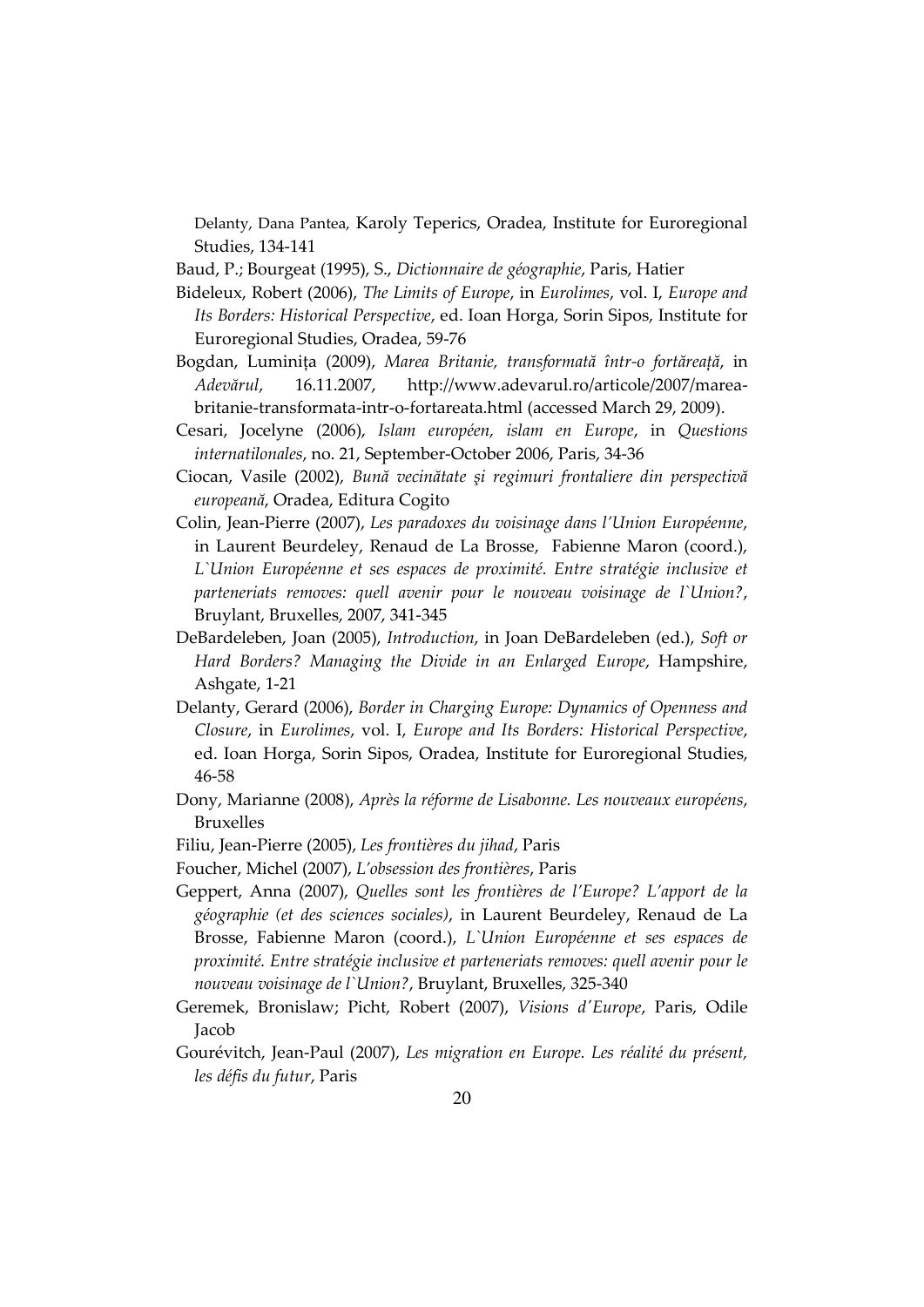Delanty, Dana Pantea, Karoly Teperics, Oradea, Institute for Euroregional Studies, 134-141

Baud, P.; Bourgeat (1995), S., *Dictionnaire de géographie*, Paris, Hatier

Bideleux, Robert (2006), *The Limits of Europe*, in *Eurolimes*, vol. I, *Europe and Its Borders: Historical Perspective*, ed. Ioan Horga, Sorin Sipos, Institute for Euroregional Studies, Oradea, 59-76

Bogdan, Luminița (2009), *Marea Britanie, transformată într-o fortăreață*, in *Adevărul*, 16.11.2007, http://www.adevarul.ro/articole/2007/marea-britanie-transformata-intr-o-fortareata.html (accessed March 29, 2009).

Cesari, Jocelyne (2006), *Islam européen, islam en Europe*, in *Questions internatilonales*, no. 21, September-October 2006, Paris, 34-36

Ciocan, Vasile (2002), *Bună vecinătate şi regimuri frontaliere din perspectivă europeană*, Oradea, Editura Cogito

Colin, Jean-Pierre (2007), *Les paradoxes du voisinage dans l'Union Européenne*, in Laurent Beurdeley, Renaud de La Brosse, Fabienne Maron (coord.), *L`Union Européenne et ses espaces de proximité. Entre stratégie inclusive et parteneriats removes: quell avenir pour le nouveau voisinage de l`Union?*, Bruylant, Bruxelles, 2007, 341-345

DeBardeleben, Joan (2005), *Introduction*, in Joan DeBardeleben (ed.), *Soft or Hard Borders? Managing the Divide in an Enlarged Europe*, Hampshire, Ashgate, 1-21

Delanty, Gerard (2006), *Border in Charging Europe: Dynamics of Openness and Closure*, in *Eurolimes*, vol. I, *Europe and Its Borders: Historical Perspective*, ed. Ioan Horga, Sorin Sipos, Oradea, Institute for Euroregional Studies, 46-58

Dony, Marianne (2008), *Après la réforme de Lisabonne. Les nouveaux européens*, Bruxelles

Filiu, Jean-Pierre (2005), *Les frontières du jihad*, Paris

Foucher, Michel (2007), *L'obsession des frontières*, Paris

Geppert, Anna (2007), *Quelles sont les frontières de l'Europe? L'apport de la géographie (et des sciences sociales)*, in Laurent Beurdeley, Renaud de La Brosse, Fabienne Maron (coord.), *L`Union Européenne et ses espaces de proximité. Entre stratégie inclusive et parteneriats removes: quell avenir pour le nouveau voisinage de l`Union?*, Bruylant, Bruxelles, 325-340

Geremek, Bronislaw; Picht, Robert (2007), *Visions d'Europe*, Paris, Odile Jacob

Gourévitch, Jean-Paul (2007), *Les migration en Europe. Les réalité du présent, les défis du futur*, Paris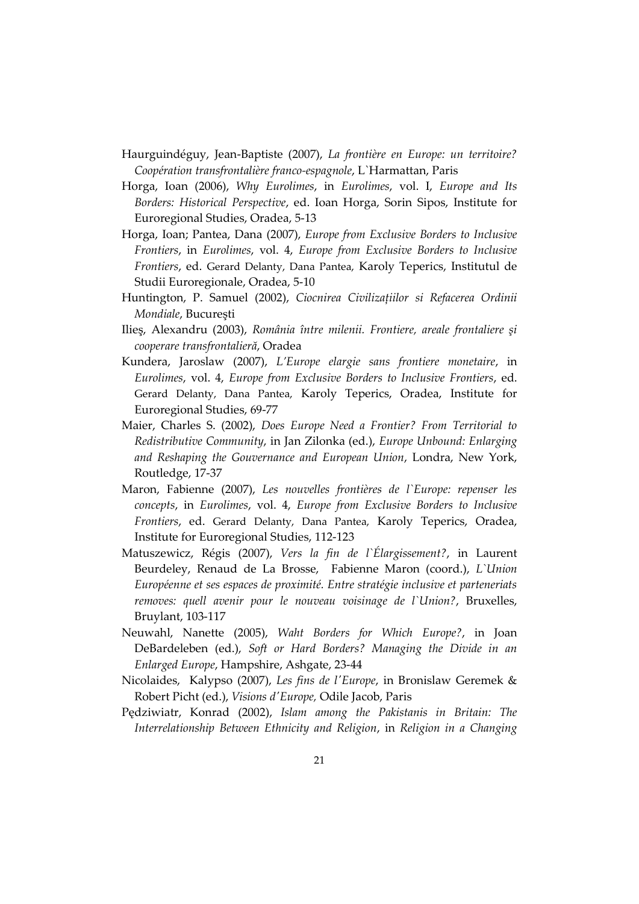Haurguindéguy, Jean-Baptiste (2007), *La frontière en Europe: un territoire? Coopération transfrontalière franco-espagnole*, L`Harmattan, Paris

Horga, Ioan (2006), *Why Eurolimes*, in *Eurolimes*, vol. I, *Europe and Its Borders: Historical Perspective*, ed. Ioan Horga, Sorin Sipos, Institute for Euroregional Studies, Oradea, 5-13

Horga, Ioan; Pantea, Dana (2007), *Europe from Exclusive Borders to Inclusive Frontiers*, in *Eurolimes*, vol. 4, *Europe from Exclusive Borders to Inclusive Frontiers*, ed. Gerard Delanty, Dana Pantea, Karoly Teperics, Institutul de Studii Euroregionale, Oradea, 5-10

Huntington, P. Samuel (2002), *Ciocnirea Civilizațiilor si Refacerea Ordinii Mondiale*, Bucureşti

Ilieş, Alexandru (2003), *România între milenii. Frontiere, areale frontaliere şi cooperare transfrontalieră*, Oradea

Kundera, Jaroslaw (2007), *L'Europe elargie sans frontiere monetaire*, in *Eurolimes*, vol. 4, *Europe from Exclusive Borders to Inclusive Frontiers*, ed. Gerard Delanty, Dana Pantea, Karoly Teperics, Oradea, Institute for Euroregional Studies, 69-77

Maier, Charles S. (2002), *Does Europe Need a Frontier? From Territorial to Redistributive Community*, in Jan Zilonka (ed.), *Europe Unbound: Enlarging and Reshaping the Gouvernance and European Union*, Londra, New York, Routledge, 17-37

Maron, Fabienne (2007), *Les nouvelles frontières de l`Europe: repenser les concepts*, in *Eurolimes*, vol. 4, *Europe from Exclusive Borders to Inclusive Frontiers*, ed. Gerard Delanty, Dana Pantea, Karoly Teperics, Oradea, Institute for Euroregional Studies, 112-123

Matuszewicz, Régis (2007), *Vers la fin de l`Élargissement?*, in Laurent Beurdeley, Renaud de La Brosse, Fabienne Maron (coord.), *L`Union Européenne et ses espaces de proximité. Entre stratégie inclusive et parteneriats removes: quell avenir pour le nouveau voisinage de l`Union?*, Bruxelles, Bruylant, 103-117

Neuwahl, Nanette (2005), *Waht Borders for Which Europe?*, in Joan DeBardeleben (ed.), *Soft or Hard Borders? Managing the Divide in an Enlarged Europe*, Hampshire, Ashgate, 23-44

Nicolaides, Kalypso (2007), *Les fins de l'Europe*, in Bronislaw Geremek & Robert Picht (ed.), *Visions d'Europe,* Odile Jacob, Paris

Pędziwiatr, Konrad (2002), *Islam among the Pakistanis in Britain: The Interrelationship Between Ethnicity and Religion*, in *Religion in a Changing*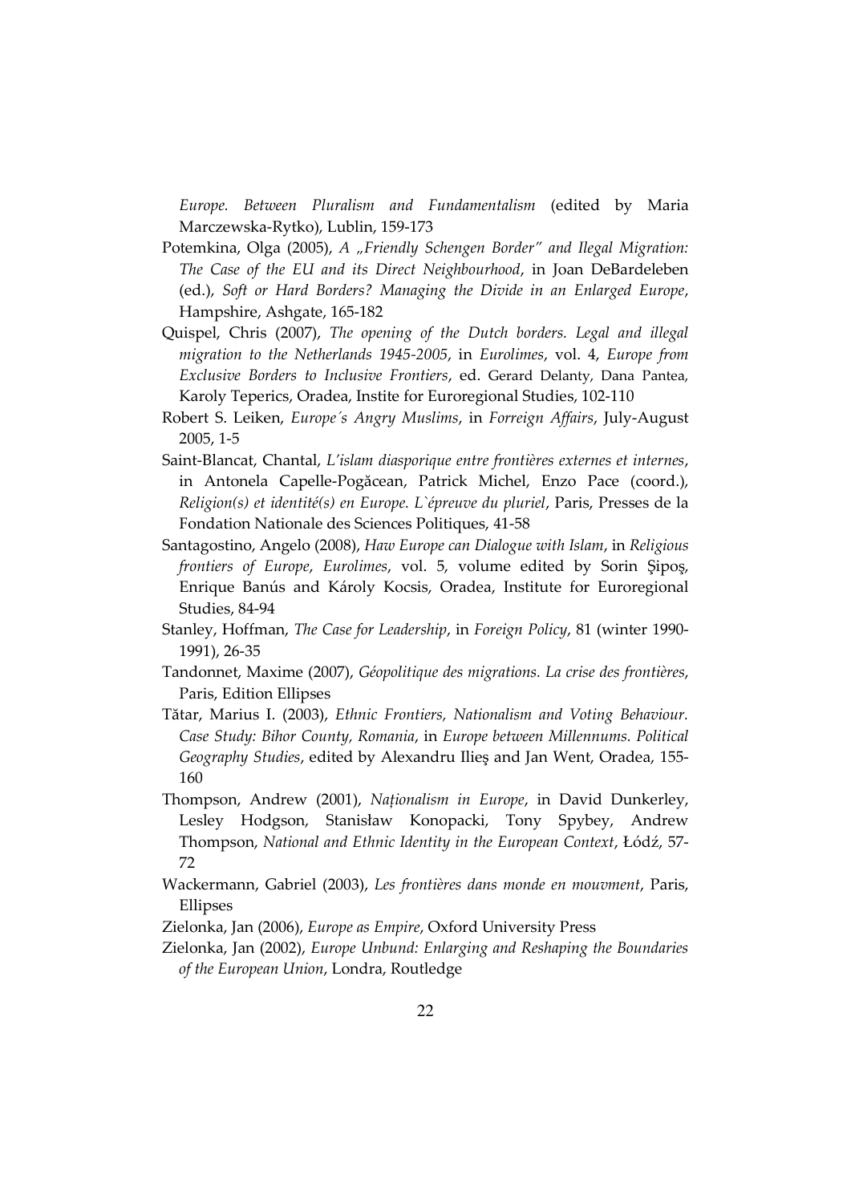*Europe. Between Pluralism and Fundamentalism* (edited by Maria Marczewska-Rytko), Lublin, 159-173

Potemkina, Olga (2005), *A „Friendly Schengen Border" and Ilegal Migration: The Case of the EU and its Direct Neighbourhood*, in Joan DeBardeleben (ed.), *Soft or Hard Borders? Managing the Divide in an Enlarged Europe*, Hampshire, Ashgate, 165-182

Quispel, Chris (2007), *The opening of the Dutch borders. Legal and illegal migration to the Netherlands 1945-2005*, in *Eurolimes*, vol. 4, *Europe from Exclusive Borders to Inclusive Frontiers*, ed. Gerard Delanty, Dana Pantea, Karoly Teperics, Oradea, Instite for Euroregional Studies, 102-110

Robert S. Leiken, *Europe´s Angry Muslims*, in *Forreign Affairs*, July-August 2005, 1-5

Saint-Blancat, Chantal, *L'islam diasporique entre frontières externes et internes*, in Antonela Capelle-Pogăcean, Patrick Michel, Enzo Pace (coord.), *Religion(s) et identité(s) en Europe. L`épreuve du pluriel*, Paris, Presses de la Fondation Nationale des Sciences Politiques, 41-58

Santagostino, Angelo (2008), *Haw Europe can Dialogue with Islam*, in *Religious frontiers of Europe*, *Eurolimes*, vol. 5, volume edited by Sorin Şipoş, Enrique Banús and Károly Kocsis, Oradea, Institute for Euroregional Studies, 84-94

Stanley, Hoffman, *The Case for Leadership*, in *Foreign Policy*, 81 (winter 1990-1991), 26-35

Tandonnet, Maxime (2007), *Géopolitique des migrations. La crise des frontières*, Paris, Edition Ellipses

Tătar, Marius I. (2003), *Ethnic Frontiers, Nationalism and Voting Behaviour. Case Study: Bihor County, Romania*, in *Europe between Millennums. Political Geography Studies*, edited by Alexandru Ilieş and Jan Went, Oradea, 155-160

Thompson, Andrew (2001), *Naționalism in Europe*, in David Dunkerley, Lesley Hodgson, Stanisław Konopacki, Tony Spybey, Andrew Thompson, *National and Ethnic Identity in the European Context*, Łódź, 57-72

Wackermann, Gabriel (2003), *Les frontières dans monde en mouvment*, Paris, Ellipses

Zielonka, Jan (2006), *Europe as Empire*, Oxford University Press

Zielonka, Jan (2002), *Europe Unbund: Enlarging and Reshaping the Boundaries of the European Union*, Londra, Routledge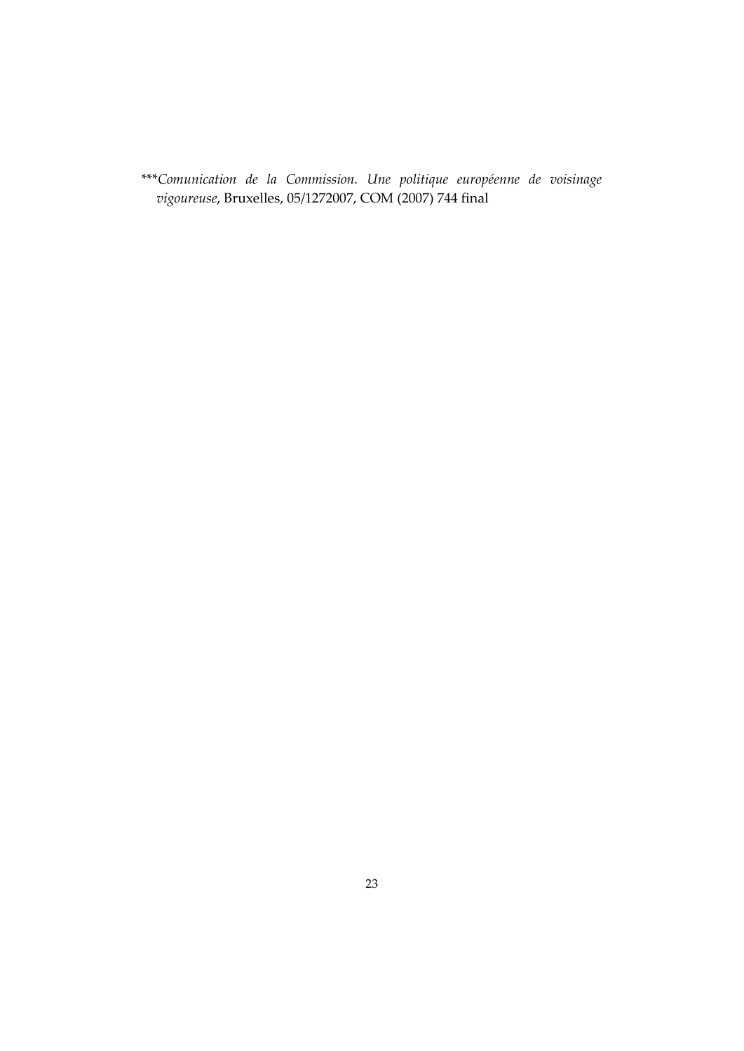***_Comunication de la Commission. Une politique européenne de voisinage vigoureuse_, Bruxelles, 05/1272007, COM (2007) 744 final